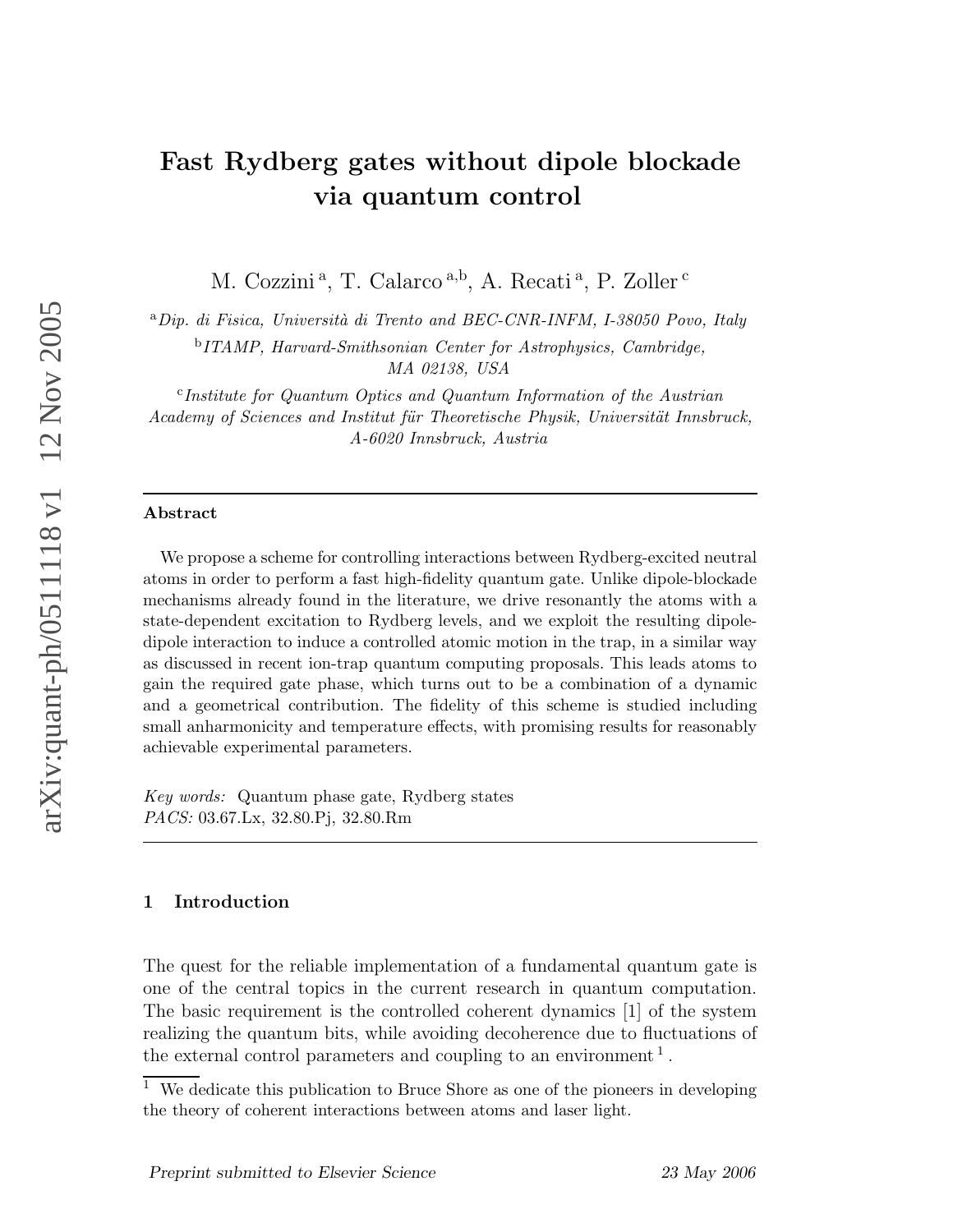# Fast Rydberg gates without dipole blockade via quantum control

M. Cozzini [a], T. Calarco [a,b], A. Recati [a], P. Zoller [c]

[a] *Dip. di Fisica, Università di Trento and BEC-CNR-INFM, I-38050 Povo, Italy*

[b] *ITAMP, Harvard-Smithsonian Center for Astrophysics, Cambridge, MA 02138, USA*

[c] *Institute for Quantum Optics and Quantum Information of the Austrian Academy of Sciences and Institut für Theoretische Physik, Universität Innsbruck, A-6020 Innsbruck, Austria*

---

**Abstract**

We propose a scheme for controlling interactions between Rydberg-excited neutral atoms in order to perform a fast high-fidelity quantum gate. Unlike dipole-blockade mechanisms already found in the literature, we drive resonantly the atoms with a state-dependent excitation to Rydberg levels, and we exploit the resulting dipole-dipole interaction to induce a controlled atomic motion in the trap, in a similar way as discussed in recent ion-trap quantum computing proposals. This leads atoms to gain the required gate phase, which turns out to be a combination of a dynamic and a geometrical contribution. The fidelity of this scheme is studied including small anharmonicity and temperature effects, with promising results for reasonably achievable experimental parameters.

*Key words:* Quantum phase gate, Rydberg states
*PACS:* 03.67.Lx, 32.80.Pj, 32.80.Rm

---

## 1 Introduction

The quest for the reliable implementation of a fundamental quantum gate is one of the central topics in the current research in quantum computation. The basic requirement is the controlled coherent dynamics [1] of the system realizing the quantum bits, while avoiding decoherence due to fluctuations of the external control parameters and coupling to an environment [1].

[1] We dedicate this publication to Bruce Shore as one of the pioneers in developing the theory of coherent interactions between atoms and laser light.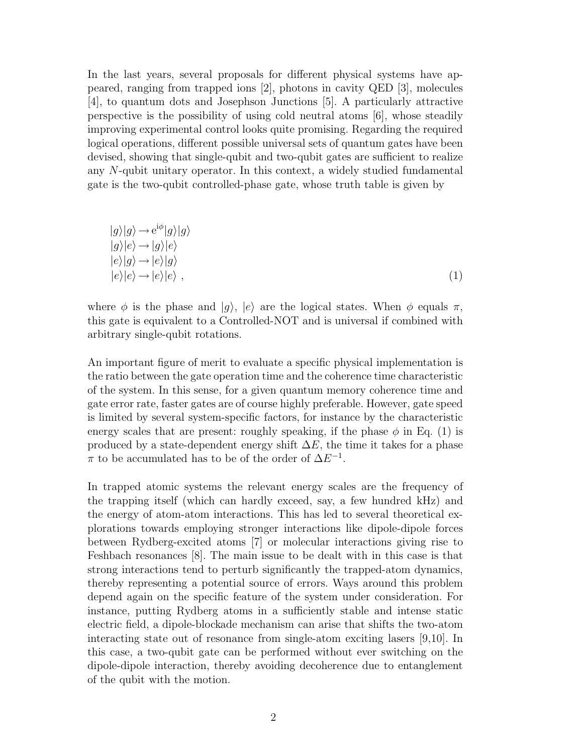In the last years, several proposals for different physical systems have appeared, ranging from trapped ions [2], photons in cavity QED [3], molecules [4], to quantum dots and Josephson Junctions [5]. A particularly attractive perspective is the possibility of using cold neutral atoms [6], whose steadily improving experimental control looks quite promising. Regarding the required logical operations, different possible universal sets of quantum gates have been devised, showing that single-qubit and two-qubit gates are sufficient to realize any $N$-qubit unitary operator. In this context, a widely studied fundamental gate is the two-qubit controlled-phase gate, whose truth table is given by

$$
\begin{aligned}
&|g\rangle|g\rangle \rightarrow \mathrm{e}^{\mathrm{i}\phi}|g\rangle|g\rangle \\
&|g\rangle|e\rangle \rightarrow |g\rangle|e\rangle \\
&|e\rangle|g\rangle \rightarrow |e\rangle|g\rangle \\
&|e\rangle|e\rangle \rightarrow |e\rangle|e\rangle \ ,
\end{aligned}
\tag{1}
$$

where $\phi$ is the phase and $|g\rangle$, $|e\rangle$ are the logical states. When $\phi$ equals $\pi$, this gate is equivalent to a Controlled-NOT and is universal if combined with arbitrary single-qubit rotations.

An important figure of merit to evaluate a specific physical implementation is the ratio between the gate operation time and the coherence time characteristic of the system. In this sense, for a given quantum memory coherence time and gate error rate, faster gates are of course highly preferable. However, gate speed is limited by several system-specific factors, for instance by the characteristic energy scales that are present: roughly speaking, if the phase $\phi$ in Eq. (1) is produced by a state-dependent energy shift $\Delta E$, the time it takes for a phase $\pi$ to be accumulated has to be of the order of $\Delta E^{-1}$.

In trapped atomic systems the relevant energy scales are the frequency of the trapping itself (which can hardly exceed, say, a few hundred kHz) and the energy of atom-atom interactions. This has led to several theoretical explorations towards employing stronger interactions like dipole-dipole forces between Rydberg-excited atoms [7] or molecular interactions giving rise to Feshbach resonances [8]. The main issue to be dealt with in this case is that strong interactions tend to perturb significantly the trapped-atom dynamics, thereby representing a potential source of errors. Ways around this problem depend again on the specific feature of the system under consideration. For instance, putting Rydberg atoms in a sufficiently stable and intense static electric field, a dipole-blockade mechanism can arise that shifts the two-atom interacting state out of resonance from single-atom exciting lasers [9,10]. In this case, a two-qubit gate can be performed without ever switching on the dipole-dipole interaction, thereby avoiding decoherence due to entanglement of the qubit with the motion.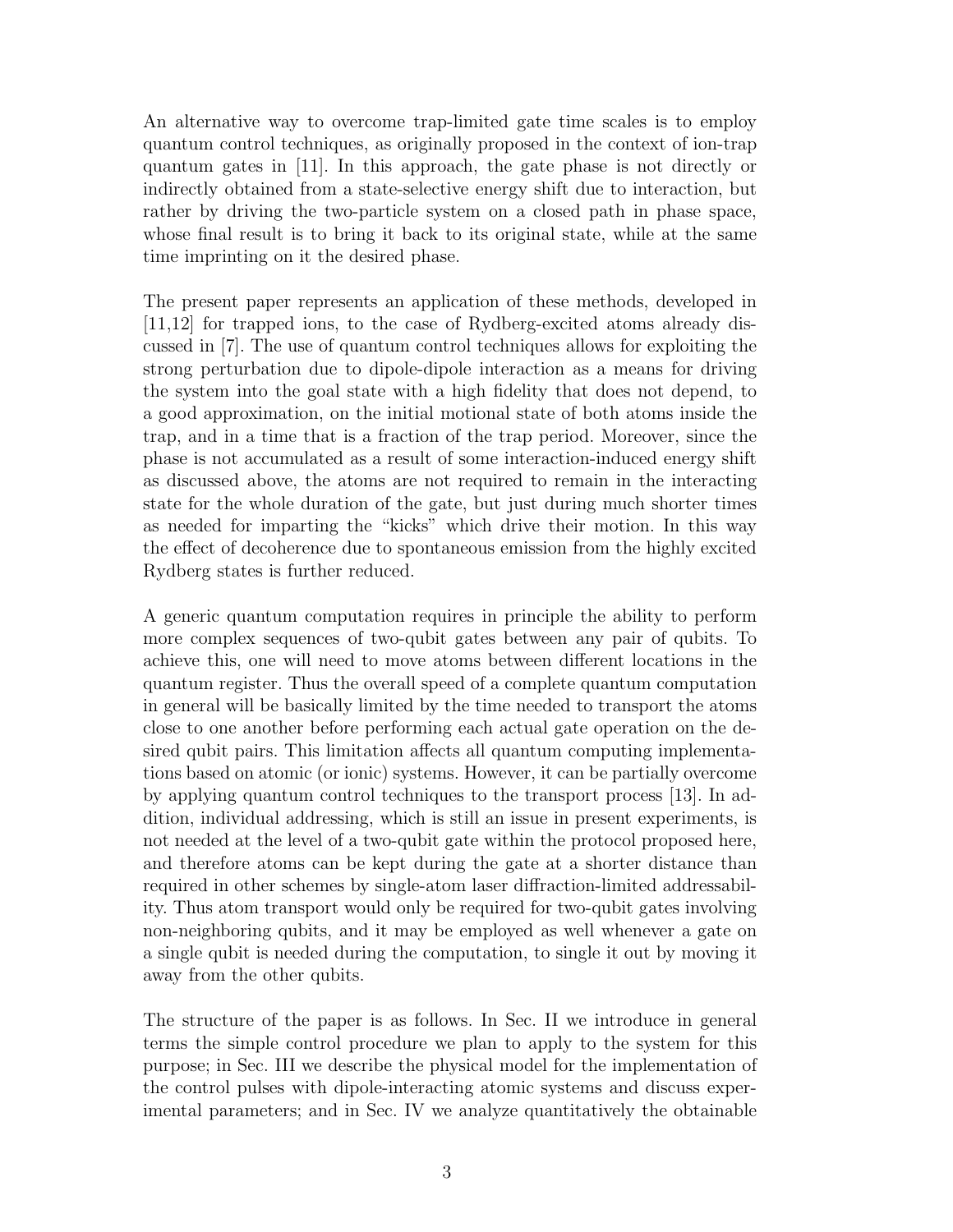An alternative way to overcome trap-limited gate time scales is to employ quantum control techniques, as originally proposed in the context of ion-trap quantum gates in [11]. In this approach, the gate phase is not directly or indirectly obtained from a state-selective energy shift due to interaction, but rather by driving the two-particle system on a closed path in phase space, whose final result is to bring it back to its original state, while at the same time imprinting on it the desired phase.

The present paper represents an application of these methods, developed in [11,12] for trapped ions, to the case of Rydberg-excited atoms already discussed in [7]. The use of quantum control techniques allows for exploiting the strong perturbation due to dipole-dipole interaction as a means for driving the system into the goal state with a high fidelity that does not depend, to a good approximation, on the initial motional state of both atoms inside the trap, and in a time that is a fraction of the trap period. Moreover, since the phase is not accumulated as a result of some interaction-induced energy shift as discussed above, the atoms are not required to remain in the interacting state for the whole duration of the gate, but just during much shorter times as needed for imparting the "kicks" which drive their motion. In this way the effect of decoherence due to spontaneous emission from the highly excited Rydberg states is further reduced.

A generic quantum computation requires in principle the ability to perform more complex sequences of two-qubit gates between any pair of qubits. To achieve this, one will need to move atoms between different locations in the quantum register. Thus the overall speed of a complete quantum computation in general will be basically limited by the time needed to transport the atoms close to one another before performing each actual gate operation on the desired qubit pairs. This limitation affects all quantum computing implementations based on atomic (or ionic) systems. However, it can be partially overcome by applying quantum control techniques to the transport process [13]. In addition, individual addressing, which is still an issue in present experiments, is not needed at the level of a two-qubit gate within the protocol proposed here, and therefore atoms can be kept during the gate at a shorter distance than required in other schemes by single-atom laser diffraction-limited addressability. Thus atom transport would only be required for two-qubit gates involving non-neighboring qubits, and it may be employed as well whenever a gate on a single qubit is needed during the computation, to single it out by moving it away from the other qubits.

The structure of the paper is as follows. In Sec. II we introduce in general terms the simple control procedure we plan to apply to the system for this purpose; in Sec. III we describe the physical model for the implementation of the control pulses with dipole-interacting atomic systems and discuss experimental parameters; and in Sec. IV we analyze quantitatively the obtainable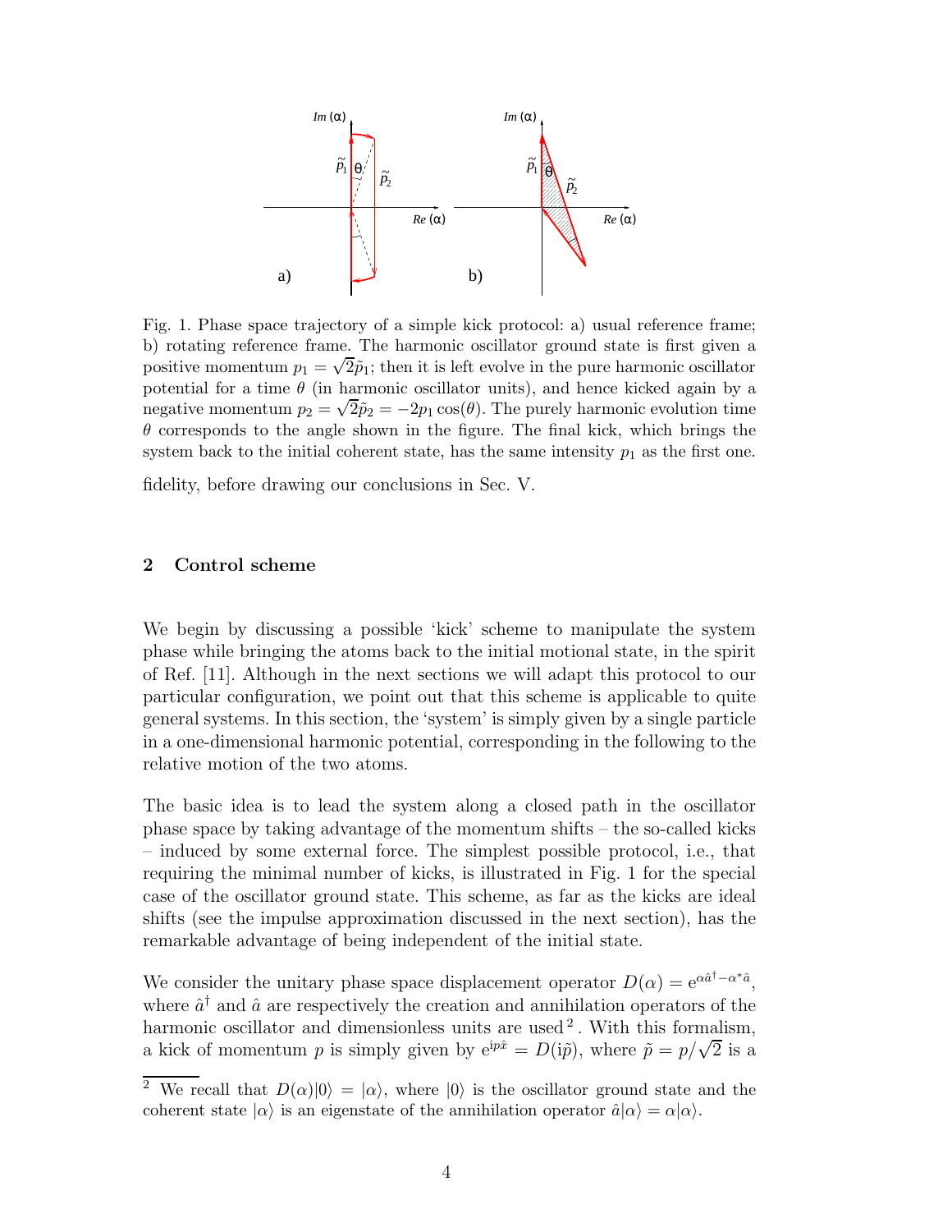Fig. 1. Phase space trajectory of a simple kick protocol: a) usual reference frame; b) rotating reference frame. The harmonic oscillator ground state is first given a positive momentum $p_1 = \sqrt{2}\tilde{p}_1$; then it is left evolve in the pure harmonic oscillator potential for a time $\theta$ (in harmonic oscillator units), and hence kicked again by a negative momentum $p_2 = \sqrt{2}\tilde{p}_2 = -2p_1\cos(\theta)$. The purely harmonic evolution time $\theta$ corresponds to the angle shown in the figure. The final kick, which brings the system back to the initial coherent state, has the same intensity $p_1$ as the first one.

fidelity, before drawing our conclusions in Sec. V.

## 2 Control scheme

We begin by discussing a possible 'kick' scheme to manipulate the system phase while bringing the atoms back to the initial motional state, in the spirit of Ref. [11]. Although in the next sections we will adapt this protocol to our particular configuration, we point out that this scheme is applicable to quite general systems. In this section, the 'system' is simply given by a single particle in a one-dimensional harmonic potential, corresponding in the following to the relative motion of the two atoms.

The basic idea is to lead the system along a closed path in the oscillator phase space by taking advantage of the momentum shifts – the so-called kicks – induced by some external force. The simplest possible protocol, i.e., that requiring the minimal number of kicks, is illustrated in Fig. 1 for the special case of the oscillator ground state. This scheme, as far as the kicks are ideal shifts (see the impulse approximation discussed in the next section), has the remarkable advantage of being independent of the initial state.

We consider the unitary phase space displacement operator $D(\alpha) = \mathrm{e}^{\alpha\hat{a}^\dagger - \alpha^*\hat{a}}$, where $\hat{a}^\dagger$ and $\hat{a}$ are respectively the creation and annihilation operators of the harmonic oscillator and dimensionless units are used [2]. With this formalism, a kick of momentum $p$ is simply given by $\mathrm{e}^{\mathrm{i}p\hat{x}} = D(\mathrm{i}\tilde{p})$, where $\tilde{p} = p/\sqrt{2}$ is a

[2] We recall that $D(\alpha)|0\rangle = |\alpha\rangle$, where $|0\rangle$ is the oscillator ground state and the coherent state $|\alpha\rangle$ is an eigenstate of the annihilation operator $\hat{a}|\alpha\rangle = \alpha|\alpha\rangle$.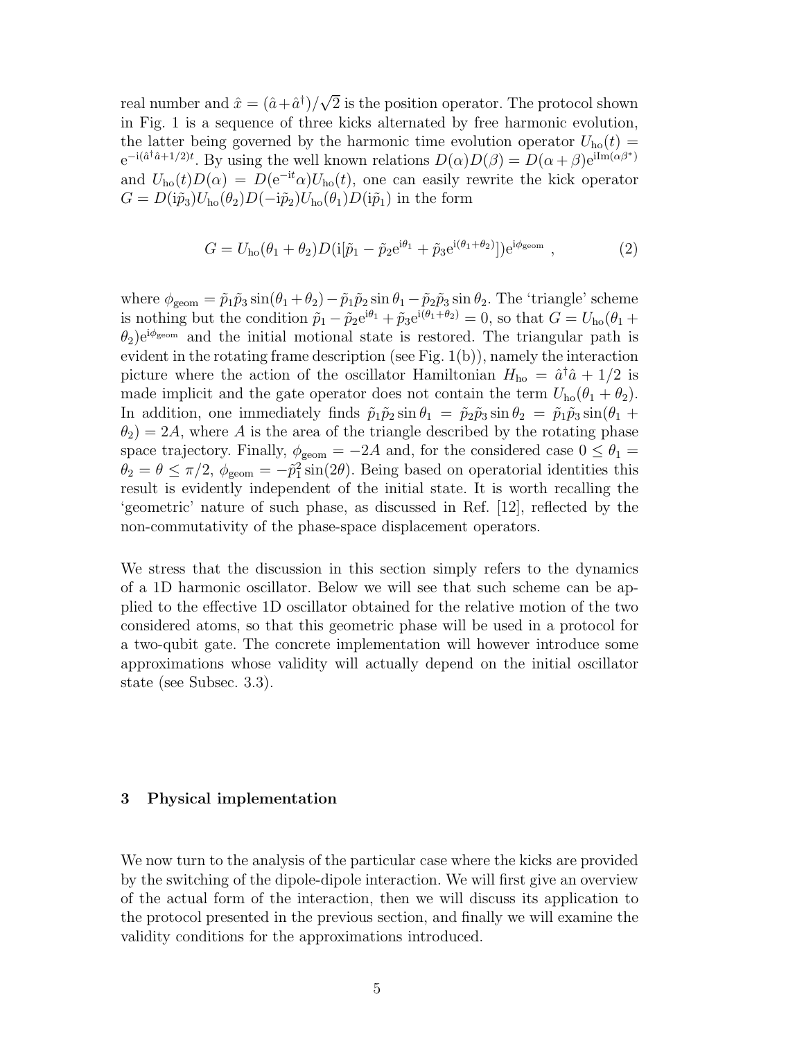real number and $\hat{x} = (\hat{a}+\hat{a}^\dagger)/\sqrt{2}$ is the position operator. The protocol shown in Fig. 1 is a sequence of three kicks alternated by free harmonic evolution, the latter being governed by the harmonic time evolution operator $U_{\rm ho}(t) = {\rm e}^{-{\rm i}(\hat{a}^\dagger\hat{a}+1/2)t}$. By using the well known relations $D(\alpha)D(\beta) = D(\alpha+\beta){\rm e}^{{\rm i}{\rm Im}(\alpha\beta^*)}$ and $U_{\rm ho}(t)D(\alpha) = D({\rm e}^{-{\rm i}t}\alpha)U_{\rm ho}(t)$, one can easily rewrite the kick operator $G = D({\rm i}\tilde{p}_3)U_{\rm ho}(\theta_2)D(-{\rm i}\tilde{p}_2)U_{\rm ho}(\theta_1)D({\rm i}\tilde{p}_1)$ in the form

$$G = U_{\rm ho}(\theta_1+\theta_2)D({\rm i}[\tilde{p}_1 - \tilde{p}_2{\rm e}^{{\rm i}\theta_1} + \tilde{p}_3{\rm e}^{{\rm i}(\theta_1+\theta_2)}]){\rm e}^{{\rm i}\phi_{\rm geom}} \ , \tag{2}$$

where $\phi_{\rm geom} = \tilde{p}_1\tilde{p}_3\sin(\theta_1+\theta_2) - \tilde{p}_1\tilde{p}_2\sin\theta_1 - \tilde{p}_2\tilde{p}_3\sin\theta_2$. The 'triangle' scheme is nothing but the condition $\tilde{p}_1 - \tilde{p}_2{\rm e}^{{\rm i}\theta_1} + \tilde{p}_3{\rm e}^{{\rm i}(\theta_1+\theta_2)} = 0$, so that $G = U_{\rm ho}(\theta_1+\theta_2){\rm e}^{{\rm i}\phi_{\rm geom}}$ and the initial motional state is restored. The triangular path is evident in the rotating frame description (see Fig. 1(b)), namely the interaction picture where the action of the oscillator Hamiltonian $H_{\rm ho} = \hat{a}^\dagger\hat{a} + 1/2$ is made implicit and the gate operator does not contain the term $U_{\rm ho}(\theta_1+\theta_2)$. In addition, one immediately finds $\tilde{p}_1\tilde{p}_2\sin\theta_1 = \tilde{p}_2\tilde{p}_3\sin\theta_2 = \tilde{p}_1\tilde{p}_3\sin(\theta_1+\theta_2) = 2A$, where $A$ is the area of the triangle described by the rotating phase space trajectory. Finally, $\phi_{\rm geom} = -2A$ and, for the considered case $0 \le \theta_1 = \theta_2 = \theta \le \pi/2$, $\phi_{\rm geom} = -\tilde{p}_1^2\sin(2\theta)$. Being based on operatorial identities this result is evidently independent of the initial state. It is worth recalling the 'geometric' nature of such phase, as discussed in Ref. [12], reflected by the non-commutativity of the phase-space displacement operators.

We stress that the discussion in this section simply refers to the dynamics of a 1D harmonic oscillator. Below we will see that such scheme can be applied to the effective 1D oscillator obtained for the relative motion of the two considered atoms, so that this geometric phase will be used in a protocol for a two-qubit gate. The concrete implementation will however introduce some approximations whose validity will actually depend on the initial oscillator state (see Subsec. 3.3).

## 3 Physical implementation

We now turn to the analysis of the particular case where the kicks are provided by the switching of the dipole-dipole interaction. We will first give an overview of the actual form of the interaction, then we will discuss its application to the protocol presented in the previous section, and finally we will examine the validity conditions for the approximations introduced.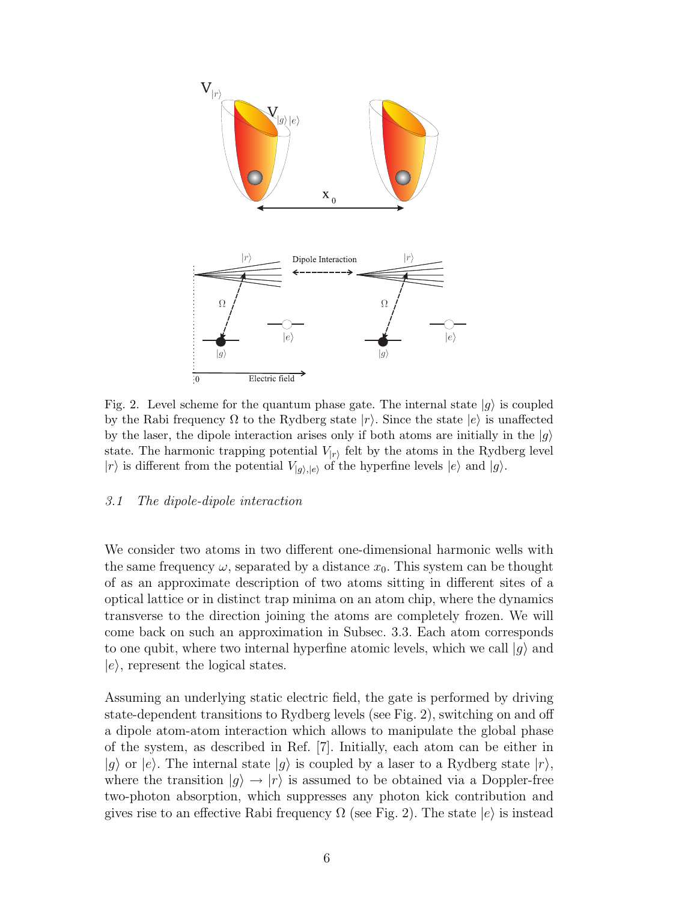Fig. 2. Level scheme for the quantum phase gate. The internal state $|g\rangle$ is coupled by the Rabi frequency $\Omega$ to the Rydberg state $|r\rangle$. Since the state $|e\rangle$ is unaffected by the laser, the dipole interaction arises only if both atoms are initially in the $|g\rangle$ state. The harmonic trapping potential $V_{|r\rangle}$ felt by the atoms in the Rydberg level $|r\rangle$ is different from the potential $V_{|g\rangle,|e\rangle}$ of the hyperfine levels $|e\rangle$ and $|g\rangle$.

### *3.1 The dipole-dipole interaction*

We consider two atoms in two different one-dimensional harmonic wells with the same frequency $\omega$, separated by a distance $x_0$. This system can be thought of as an approximate description of two atoms sitting in different sites of a optical lattice or in distinct trap minima on an atom chip, where the dynamics transverse to the direction joining the atoms are completely frozen. We will come back on such an approximation in Subsec. 3.3. Each atom corresponds to one qubit, where two internal hyperfine atomic levels, which we call $|g\rangle$ and $|e\rangle$, represent the logical states.

Assuming an underlying static electric field, the gate is performed by driving state-dependent transitions to Rydberg levels (see Fig. 2), switching on and off a dipole atom-atom interaction which allows to manipulate the global phase of the system, as described in Ref. [7]. Initially, each atom can be either in $|g\rangle$ or $|e\rangle$. The internal state $|g\rangle$ is coupled by a laser to a Rydberg state $|r\rangle$, where the transition $|g\rangle \rightarrow |r\rangle$ is assumed to be obtained via a Doppler-free two-photon absorption, which suppresses any photon kick contribution and gives rise to an effective Rabi frequency $\Omega$ (see Fig. 2). The state $|e\rangle$ is instead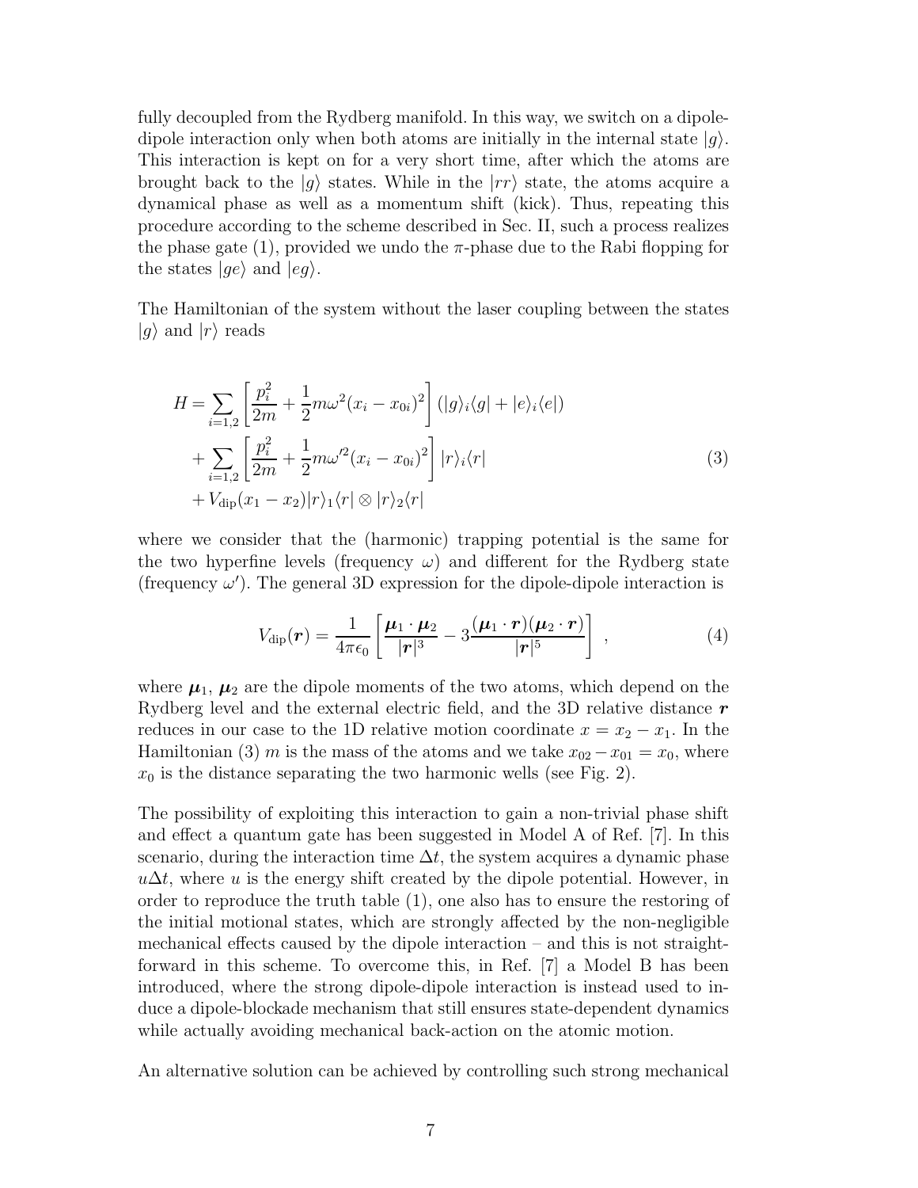fully decoupled from the Rydberg manifold. In this way, we switch on a dipole-dipole interaction only when both atoms are initially in the internal state $|g\rangle$. This interaction is kept on for a very short time, after which the atoms are brought back to the $|g\rangle$ states. While in the $|rr\rangle$ state, the atoms acquire a dynamical phase as well as a momentum shift (kick). Thus, repeating this procedure according to the scheme described in Sec. II, such a process realizes the phase gate (1), provided we undo the $\pi$-phase due to the Rabi flopping for the states $|ge\rangle$ and $|eg\rangle$.

The Hamiltonian of the system without the laser coupling between the states $|g\rangle$ and $|r\rangle$ reads

$$
\begin{aligned}
H = &\sum_{i=1,2} \left[ \frac{p_i^2}{2m} + \frac{1}{2} m \omega^2 (x_i - x_{0i})^2 \right] \left( |g\rangle_i\langle g| + |e\rangle_i\langle e| \right) \\
&+ \sum_{i=1,2} \left[ \frac{p_i^2}{2m} + \frac{1}{2} m \omega'^2 (x_i - x_{0i})^2 \right] |r\rangle_i\langle r| \\
&+ V_{\text{dip}}(x_1 - x_2) |r\rangle_1\langle r| \otimes |r\rangle_2\langle r|
\end{aligned}
\tag{3}
$$

where we consider that the (harmonic) trapping potential is the same for the two hyperfine levels (frequency $\omega$) and different for the Rydberg state (frequency $\omega'$). The general 3D expression for the dipole-dipole interaction is

$$
V_{\text{dip}}(\boldsymbol{r}) = \frac{1}{4\pi\epsilon_0} \left[ \frac{\boldsymbol{\mu}_1 \cdot \boldsymbol{\mu}_2}{|\boldsymbol{r}|^3} - 3 \frac{(\boldsymbol{\mu}_1 \cdot \boldsymbol{r})(\boldsymbol{\mu}_2 \cdot \boldsymbol{r})}{|\boldsymbol{r}|^5} \right] , \tag{4}
$$

where $\boldsymbol{\mu}_1$, $\boldsymbol{\mu}_2$ are the dipole moments of the two atoms, which depend on the Rydberg level and the external electric field, and the 3D relative distance $\boldsymbol{r}$ reduces in our case to the 1D relative motion coordinate $x = x_2 - x_1$. In the Hamiltonian (3) $m$ is the mass of the atoms and we take $x_{02} - x_{01} = x_0$, where $x_0$ is the distance separating the two harmonic wells (see Fig. 2).

The possibility of exploiting this interaction to gain a non-trivial phase shift and effect a quantum gate has been suggested in Model A of Ref. [7]. In this scenario, during the interaction time $\Delta t$, the system acquires a dynamic phase $u\Delta t$, where $u$ is the energy shift created by the dipole potential. However, in order to reproduce the truth table (1), one also has to ensure the restoring of the initial motional states, which are strongly affected by the non-negligible mechanical effects caused by the dipole interaction – and this is not straightforward in this scheme. To overcome this, in Ref. [7] a Model B has been introduced, where the strong dipole-dipole interaction is instead used to induce a dipole-blockade mechanism that still ensures state-dependent dynamics while actually avoiding mechanical back-action on the atomic motion.

An alternative solution can be achieved by controlling such strong mechanical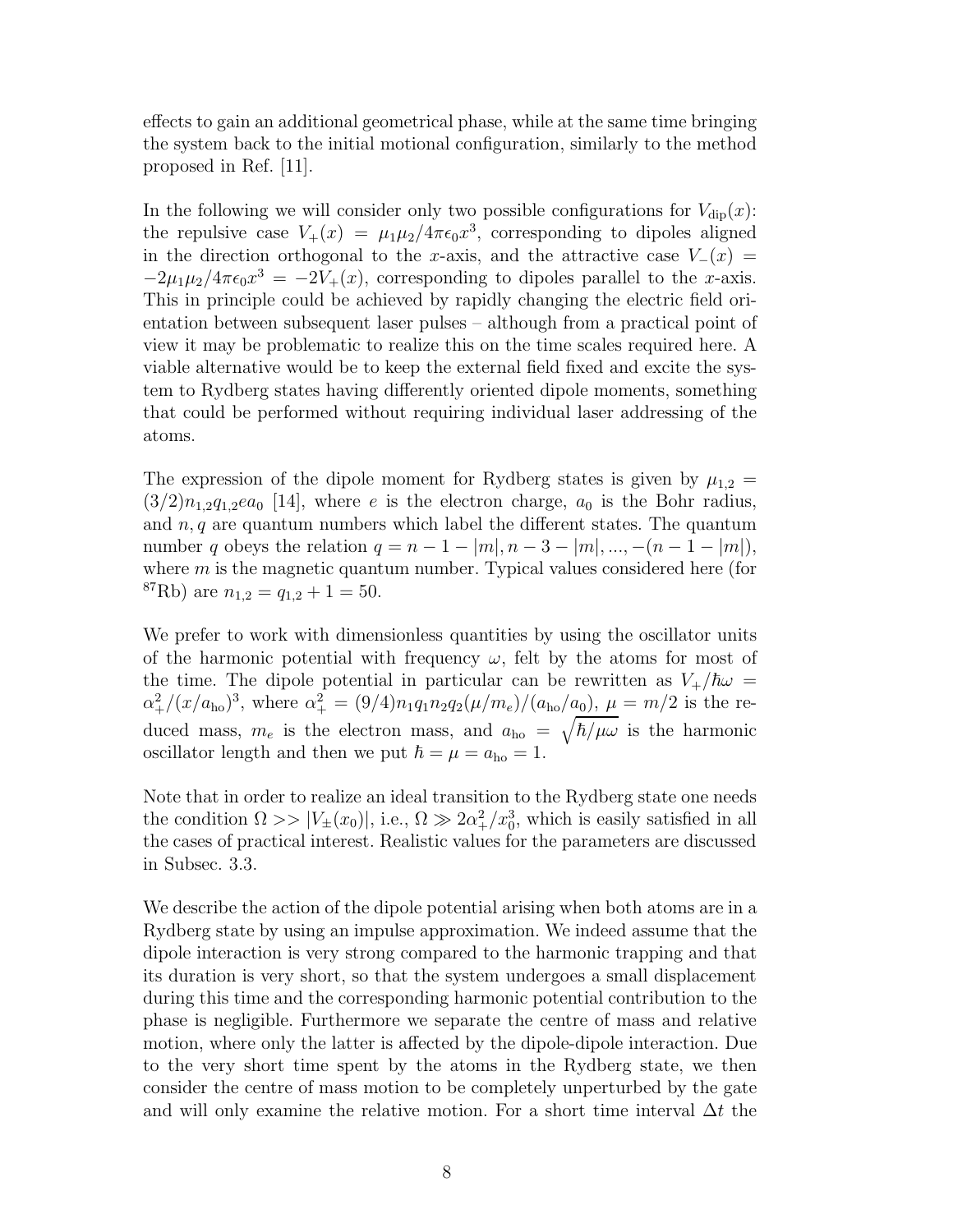effects to gain an additional geometrical phase, while at the same time bringing the system back to the initial motional configuration, similarly to the method proposed in Ref. [11].

In the following we will consider only two possible configurations for $V_{\mathrm{dip}}(x)$: the repulsive case $V_+(x) = \mu_1\mu_2/4\pi\epsilon_0 x^3$, corresponding to dipoles aligned in the direction orthogonal to the $x$-axis, and the attractive case $V_-(x) = -2\mu_1\mu_2/4\pi\epsilon_0 x^3 = -2V_+(x)$, corresponding to dipoles parallel to the $x$-axis. This in principle could be achieved by rapidly changing the electric field orientation between subsequent laser pulses – although from a practical point of view it may be problematic to realize this on the time scales required here. A viable alternative would be to keep the external field fixed and excite the system to Rydberg states having differently oriented dipole moments, something that could be performed without requiring individual laser addressing of the atoms.

The expression of the dipole moment for Rydberg states is given by $\mu_{1,2} = (3/2)n_{1,2}q_{1,2}ea_0$ [14], where $e$ is the electron charge, $a_0$ is the Bohr radius, and $n, q$ are quantum numbers which label the different states. The quantum number $q$ obeys the relation $q = n-1-|m|, n-3-|m|, ..., -(n-1-|m|)$, where $m$ is the magnetic quantum number. Typical values considered here (for $^{87}$Rb) are $n_{1,2} = q_{1,2}+1 = 50$.

We prefer to work with dimensionless quantities by using the oscillator units of the harmonic potential with frequency $\omega$, felt by the atoms for most of the time. The dipole potential in particular can be rewritten as $V_+/\hbar\omega = \alpha_+^2/(x/a_{\mathrm{ho}})^3$, where $\alpha_+^2 = (9/4)n_1q_1n_2q_2(\mu/m_e)/(a_{\mathrm{ho}}/a_0)$, $\mu = m/2$ is the reduced mass, $m_e$ is the electron mass, and $a_{\mathrm{ho}} = \sqrt{\hbar/\mu\omega}$ is the harmonic oscillator length and then we put $\hbar = \mu = a_{\mathrm{ho}} = 1$.

Note that in order to realize an ideal transition to the Rydberg state one needs the condition $\Omega >> |V_\pm(x_0)|$, i.e., $\Omega \gg 2\alpha_+^2/x_0^3$, which is easily satisfied in all the cases of practical interest. Realistic values for the parameters are discussed in Subsec. 3.3.

We describe the action of the dipole potential arising when both atoms are in a Rydberg state by using an impulse approximation. We indeed assume that the dipole interaction is very strong compared to the harmonic trapping and that its duration is very short, so that the system undergoes a small displacement during this time and the corresponding harmonic potential contribution to the phase is negligible. Furthermore we separate the centre of mass and relative motion, where only the latter is affected by the dipole-dipole interaction. Due to the very short time spent by the atoms in the Rydberg state, we then consider the centre of mass motion to be completely unperturbed by the gate and will only examine the relative motion. For a short time interval $\Delta t$ the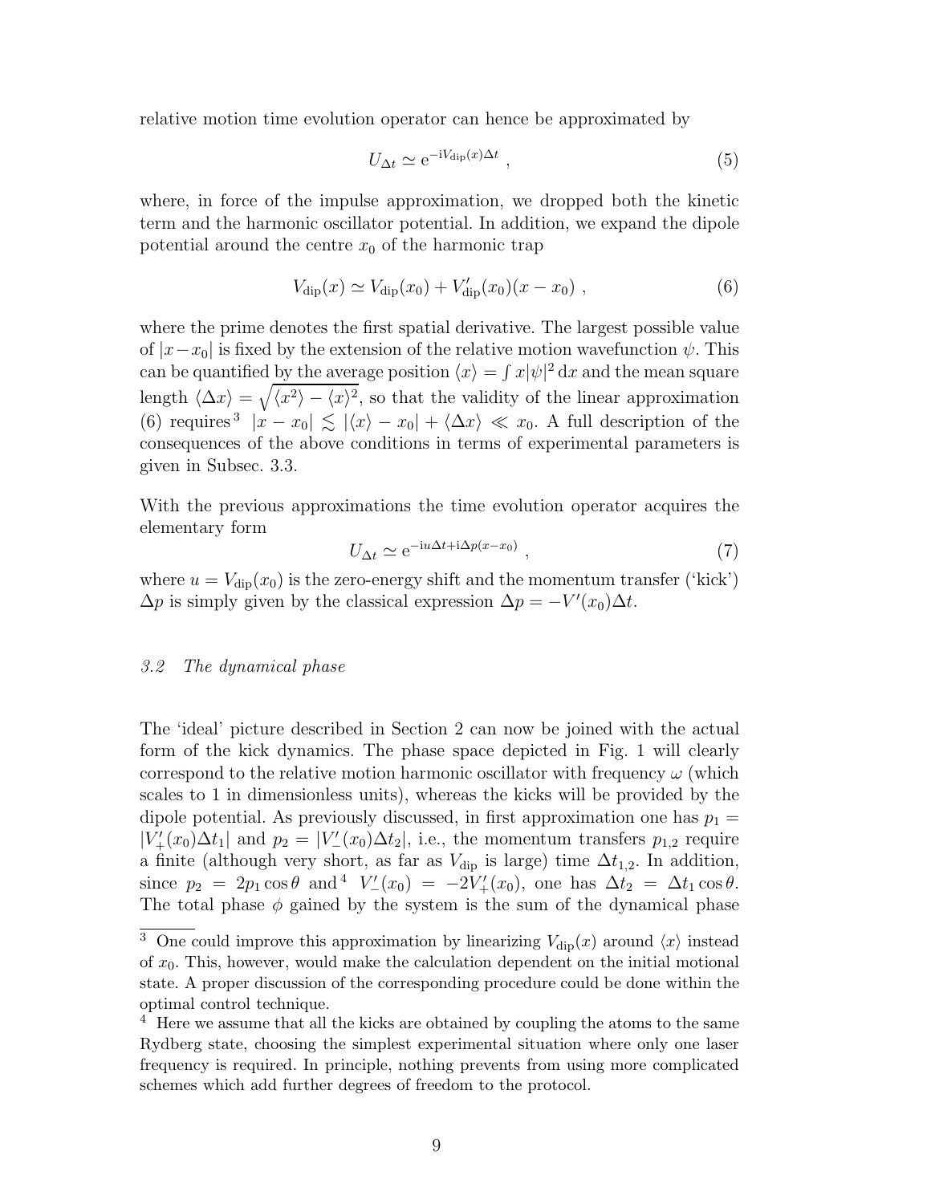relative motion time evolution operator can hence be approximated by

$$U_{\Delta t} \simeq \mathrm{e}^{-\mathrm{i}V_{\mathrm{dip}}(x)\Delta t} , \tag{5}$$

where, in force of the impulse approximation, we dropped both the kinetic term and the harmonic oscillator potential. In addition, we expand the dipole potential around the centre $x_0$ of the harmonic trap

$$V_{\mathrm{dip}}(x) \simeq V_{\mathrm{dip}}(x_0) + V'_{\mathrm{dip}}(x_0)(x - x_0) , \tag{6}$$

where the prime denotes the first spatial derivative. The largest possible value of $|x - x_0|$ is fixed by the extension of the relative motion wavefunction $\psi$. This can be quantified by the average position $\langle x \rangle = \int x|\psi|^2 \, \mathrm{d}x$ and the mean square length $\langle \Delta x \rangle = \sqrt{\langle x^2 \rangle - \langle x \rangle^2}$, so that the validity of the linear approximation (6) requires[3] $|x - x_0| \lesssim |\langle x \rangle - x_0| + \langle \Delta x \rangle \ll x_0$. A full description of the consequences of the above conditions in terms of experimental parameters is given in Subsec. 3.3.

With the previous approximations the time evolution operator acquires the elementary form

$$U_{\Delta t} \simeq \mathrm{e}^{-\mathrm{i}u\Delta t + \mathrm{i}\Delta p(x - x_0)} , \tag{7}$$

where $u = V_{\mathrm{dip}}(x_0)$ is the zero-energy shift and the momentum transfer ('kick') $\Delta p$ is simply given by the classical expression $\Delta p = -V'(x_0)\Delta t$.

### *3.2 The dynamical phase*

The 'ideal' picture described in Section 2 can now be joined with the actual form of the kick dynamics. The phase space depicted in Fig. 1 will clearly correspond to the relative motion harmonic oscillator with frequency $\omega$ (which scales to 1 in dimensionless units), whereas the kicks will be provided by the dipole potential. As previously discussed, in first approximation one has $p_1 = |V'_+(x_0)\Delta t_1|$ and $p_2 = |V'_-(x_0)\Delta t_2|$, i.e., the momentum transfers $p_{1,2}$ require a finite (although very short, as far as $V_{\mathrm{dip}}$ is large) time $\Delta t_{1,2}$. In addition, since $p_2 = 2p_1 \cos\theta$ and[4] $V'_-(x_0) = -2V'_+(x_0)$, one has $\Delta t_2 = \Delta t_1 \cos\theta$. The total phase $\phi$ gained by the system is the sum of the dynamical phase

---

[3] One could improve this approximation by linearizing $V_{\mathrm{dip}}(x)$ around $\langle x \rangle$ instead of $x_0$. This, however, would make the calculation dependent on the initial motional state. A proper discussion of the corresponding procedure could be done within the optimal control technique.

[4] Here we assume that all the kicks are obtained by coupling the atoms to the same Rydberg state, choosing the simplest experimental situation where only one laser frequency is required. In principle, nothing prevents from using more complicated schemes which add further degrees of freedom to the protocol.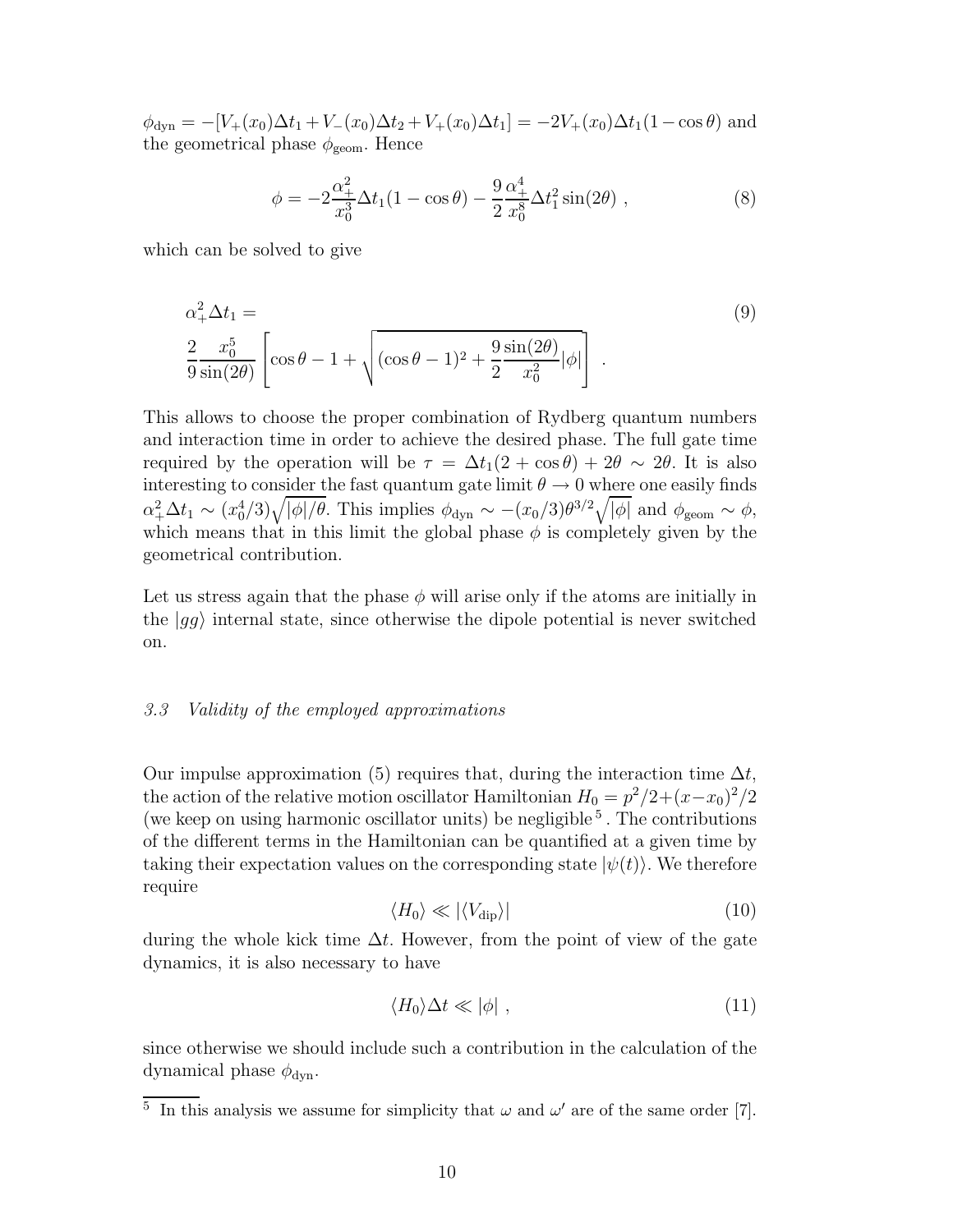$\phi_{\mathrm{dyn}} = -[V_+(x_0)\Delta t_1 + V_-(x_0)\Delta t_2 + V_+(x_0)\Delta t_1] = -2V_+(x_0)\Delta t_1(1-\cos\theta)$ and the geometrical phase $\phi_{\mathrm{geom}}$. Hence

$$\phi = -2\frac{\alpha_+^2}{x_0^3}\Delta t_1(1-\cos\theta) - \frac{9}{2}\frac{\alpha_+^4}{x_0^8}\Delta t_1^2 \sin(2\theta) \ , \tag{8}$$

which can be solved to give

$$\alpha_+^2 \Delta t_1 = \frac{2}{9}\frac{x_0^5}{\sin(2\theta)}\left[\cos\theta - 1 + \sqrt{(\cos\theta-1)^2 + \frac{9}{2}\frac{\sin(2\theta)}{x_0^2}|\phi|}\right] \ . \tag{9}$$

This allows to choose the proper combination of Rydberg quantum numbers and interaction time in order to achieve the desired phase. The full gate time required by the operation will be $\tau = \Delta t_1(2+\cos\theta) + 2\theta \sim 2\theta$. It is also interesting to consider the fast quantum gate limit $\theta \to 0$ where one easily finds $\alpha_+^2 \Delta t_1 \sim (x_0^4/3)\sqrt{|\phi|/\theta}$. This implies $\phi_{\mathrm{dyn}} \sim -(x_0/3)\theta^{3/2}\sqrt{|\phi|}$ and $\phi_{\mathrm{geom}} \sim \phi$, which means that in this limit the global phase $\phi$ is completely given by the geometrical contribution.

Let us stress again that the phase $\phi$ will arise only if the atoms are initially in the $|gg\rangle$ internal state, since otherwise the dipole potential is never switched on.

### *3.3 Validity of the employed approximations*

Our impulse approximation (5) requires that, during the interaction time $\Delta t$, the action of the relative motion oscillator Hamiltonian $H_0 = p^2/2 + (x-x_0)^2/2$ (we keep on using harmonic oscillator units) be negligible [5]. The contributions of the different terms in the Hamiltonian can be quantified at a given time by taking their expectation values on the corresponding state $|\psi(t)\rangle$. We therefore require

$$\langle H_0 \rangle \ll |\langle V_{\mathrm{dip}} \rangle| \tag{10}$$

during the whole kick time $\Delta t$. However, from the point of view of the gate dynamics, it is also necessary to have

$$\langle H_0 \rangle \Delta t \ll |\phi| \ , \tag{11}$$

since otherwise we should include such a contribution in the calculation of the dynamical phase $\phi_{\mathrm{dyn}}$.

[5] In this analysis we assume for simplicity that $\omega$ and $\omega'$ are of the same order [7].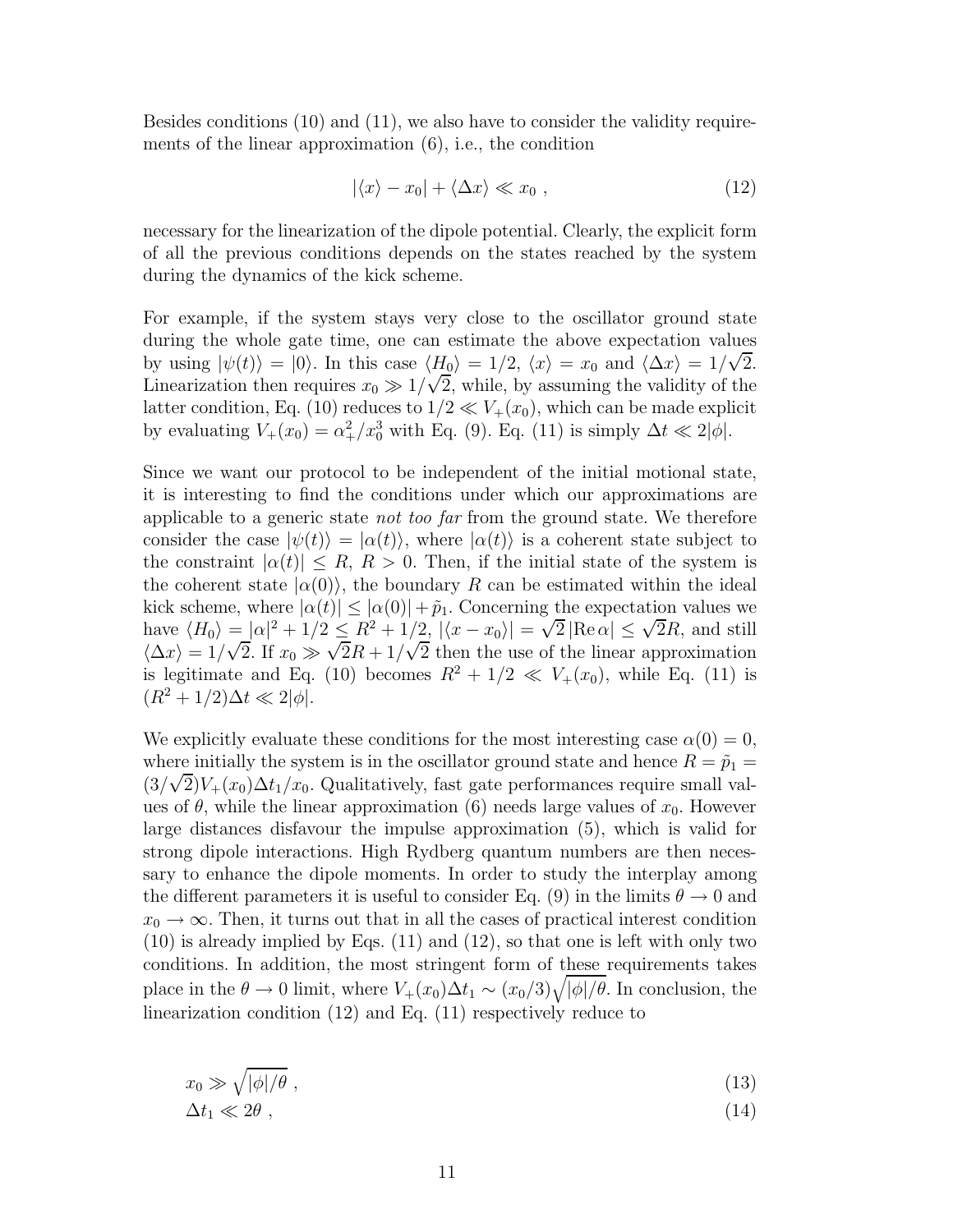Besides conditions (10) and (11), we also have to consider the validity requirements of the linear approximation (6), i.e., the condition

$$|\langle x\rangle - x_0| + \langle \Delta x\rangle \ll x_0 \ , \tag{12}$$

necessary for the linearization of the dipole potential. Clearly, the explicit form of all the previous conditions depends on the states reached by the system during the dynamics of the kick scheme.

For example, if the system stays very close to the oscillator ground state during the whole gate time, one can estimate the above expectation values by using $|\psi(t)\rangle = |0\rangle$. In this case $\langle H_0\rangle = 1/2$, $\langle x\rangle = x_0$ and $\langle \Delta x\rangle = 1/\sqrt{2}$. Linearization then requires $x_0 \gg 1/\sqrt{2}$, while, by assuming the validity of the latter condition, Eq. (10) reduces to $1/2 \ll V_+(x_0)$, which can be made explicit by evaluating $V_+(x_0) = \alpha_+^2/x_0^3$ with Eq. (9). Eq. (11) is simply $\Delta t \ll 2|\phi|$.

Since we want our protocol to be independent of the initial motional state, it is interesting to find the conditions under which our approximations are applicable to a generic state *not too far* from the ground state. We therefore consider the case $|\psi(t)\rangle = |\alpha(t)\rangle$, where $|\alpha(t)\rangle$ is a coherent state subject to the constraint $|\alpha(t)| \le R$, $R > 0$. Then, if the initial state of the system is the coherent state $|\alpha(0)\rangle$, the boundary $R$ can be estimated within the ideal kick scheme, where $|\alpha(t)| \le |\alpha(0)| + \tilde{p}_1$. Concerning the expectation values we have $\langle H_0\rangle = |\alpha|^2 + 1/2 \le R^2 + 1/2$, $|\langle x - x_0\rangle| = \sqrt{2}\,|\mathrm{Re}\,\alpha| \le \sqrt{2}R$, and still $\langle \Delta x\rangle = 1/\sqrt{2}$. If $x_0 \gg \sqrt{2}R + 1/\sqrt{2}$ then the use of the linear approximation is legitimate and Eq. (10) becomes $R^2 + 1/2 \ll V_+(x_0)$, while Eq. (11) is $(R^2 + 1/2)\Delta t \ll 2|\phi|$.

We explicitly evaluate these conditions for the most interesting case $\alpha(0) = 0$, where initially the system is in the oscillator ground state and hence $R = \tilde{p}_1 = (3/\sqrt{2})V_+(x_0)\Delta t_1/x_0$. Qualitatively, fast gate performances require small values of $\theta$, while the linear approximation (6) needs large values of $x_0$. However large distances disfavour the impulse approximation (5), which is valid for strong dipole interactions. High Rydberg quantum numbers are then necessary to enhance the dipole moments. In order to study the interplay among the different parameters it is useful to consider Eq. (9) in the limits $\theta \to 0$ and $x_0 \to \infty$. Then, it turns out that in all the cases of practical interest condition (10) is already implied by Eqs. (11) and (12), so that one is left with only two conditions. In addition, the most stringent form of these requirements takes place in the $\theta \to 0$ limit, where $V_+(x_0)\Delta t_1 \sim (x_0/3)\sqrt{|\phi|/\theta}$. In conclusion, the linearization condition (12) and Eq. (11) respectively reduce to

$$x_0 \gg \sqrt{|\phi|/\theta} \ , \tag{13}$$

$$\Delta t_1 \ll 2\theta \ , \tag{14}$$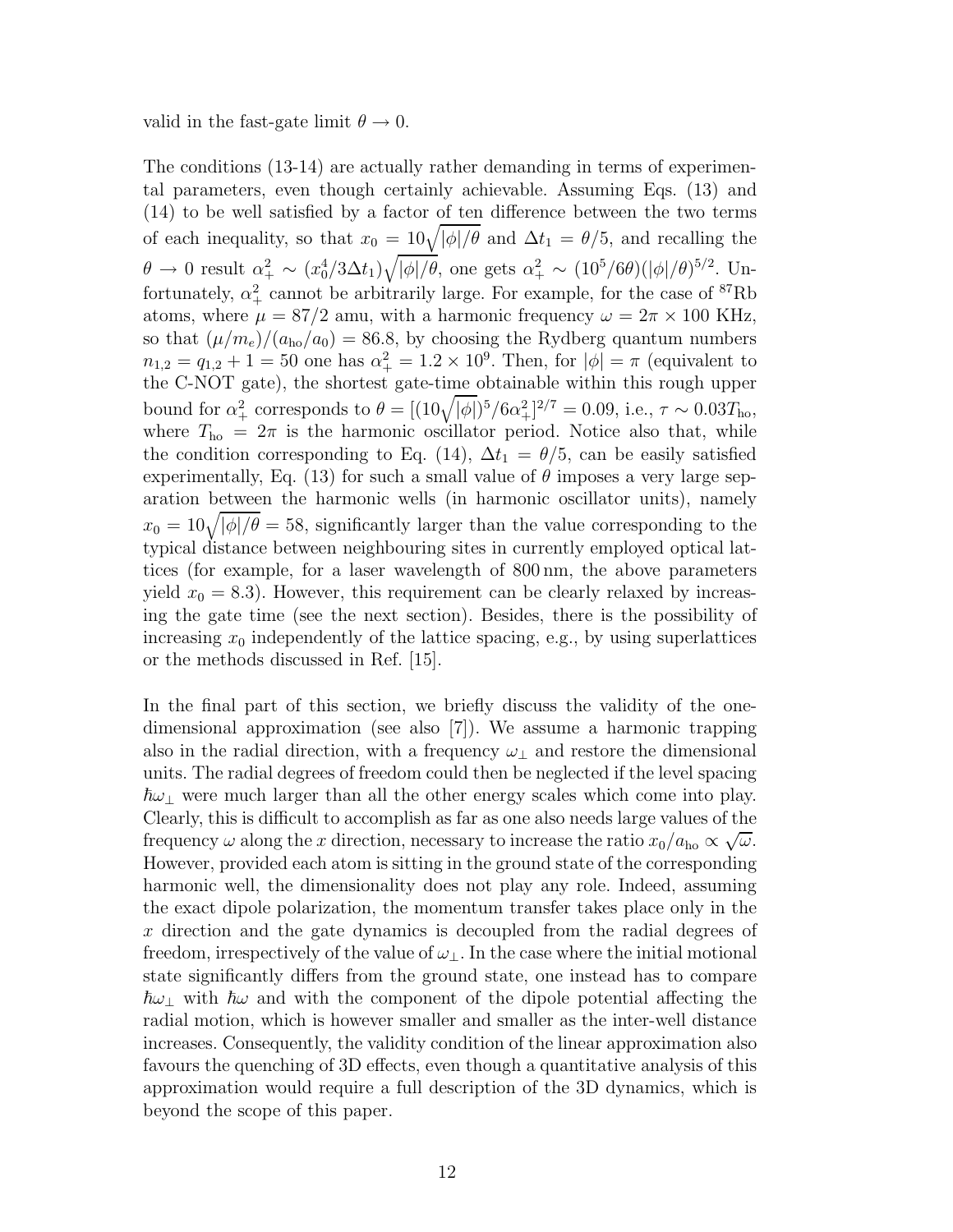valid in the fast-gate limit $\theta \to 0$.

The conditions (13-14) are actually rather demanding in terms of experimental parameters, even though certainly achievable. Assuming Eqs. (13) and (14) to be well satisfied by a factor of ten difference between the two terms of each inequality, so that $x_0 = 10\sqrt{|\phi|/\theta}$ and $\Delta t_1 = \theta/5$, and recalling the $\theta \to 0$ result $\alpha_+^2 \sim (x_0^4/3\Delta t_1)\sqrt{|\phi|/\theta}$, one gets $\alpha_+^2 \sim (10^5/6\theta)(|\phi|/\theta)^{5/2}$. Unfortunately, $\alpha_+^2$ cannot be arbitrarily large. For example, for the case of $^{87}$Rb atoms, where $\mu = 87/2$ amu, with a harmonic frequency $\omega = 2\pi \times 100$ KHz, so that $(\mu/m_e)/(a_{\rm ho}/a_0) = 86.8$, by choosing the Rydberg quantum numbers $n_{1,2} = q_{1,2} + 1 = 50$ one has $\alpha_+^2 = 1.2 \times 10^9$. Then, for $|\phi| = \pi$ (equivalent to the C-NOT gate), the shortest gate-time obtainable within this rough upper bound for $\alpha_+^2$ corresponds to $\theta = [(10\sqrt{|\phi|})^5/6\alpha_+^2]^{2/7} = 0.09$, i.e., $\tau \sim 0.03 T_{\rm ho}$, where $T_{\rm ho} = 2\pi$ is the harmonic oscillator period. Notice also that, while the condition corresponding to Eq. (14), $\Delta t_1 = \theta/5$, can be easily satisfied experimentally, Eq. (13) for such a small value of $\theta$ imposes a very large separation between the harmonic wells (in harmonic oscillator units), namely $x_0 = 10\sqrt{|\phi|/\theta} = 58$, significantly larger than the value corresponding to the typical distance between neighbouring sites in currently employed optical lattices (for example, for a laser wavelength of 800 nm, the above parameters yield $x_0 = 8.3$). However, this requirement can be clearly relaxed by increasing the gate time (see the next section). Besides, there is the possibility of increasing $x_0$ independently of the lattice spacing, e.g., by using superlattices or the methods discussed in Ref. [15].

In the final part of this section, we briefly discuss the validity of the one-dimensional approximation (see also [7]). We assume a harmonic trapping also in the radial direction, with a frequency $\omega_\perp$ and restore the dimensional units. The radial degrees of freedom could then be neglected if the level spacing $\hbar\omega_\perp$ were much larger than all the other energy scales which come into play. Clearly, this is difficult to accomplish as far as one also needs large values of the frequency $\omega$ along the $x$ direction, necessary to increase the ratio $x_0/a_{\rm ho} \propto \sqrt{\omega}$. However, provided each atom is sitting in the ground state of the corresponding harmonic well, the dimensionality does not play any role. Indeed, assuming the exact dipole polarization, the momentum transfer takes place only in the $x$ direction and the gate dynamics is decoupled from the radial degrees of freedom, irrespectively of the value of $\omega_\perp$. In the case where the initial motional state significantly differs from the ground state, one instead has to compare $\hbar\omega_\perp$ with $\hbar\omega$ and with the component of the dipole potential affecting the radial motion, which is however smaller and smaller as the inter-well distance increases. Consequently, the validity condition of the linear approximation also favours the quenching of 3D effects, even though a quantitative analysis of this approximation would require a full description of the 3D dynamics, which is beyond the scope of this paper.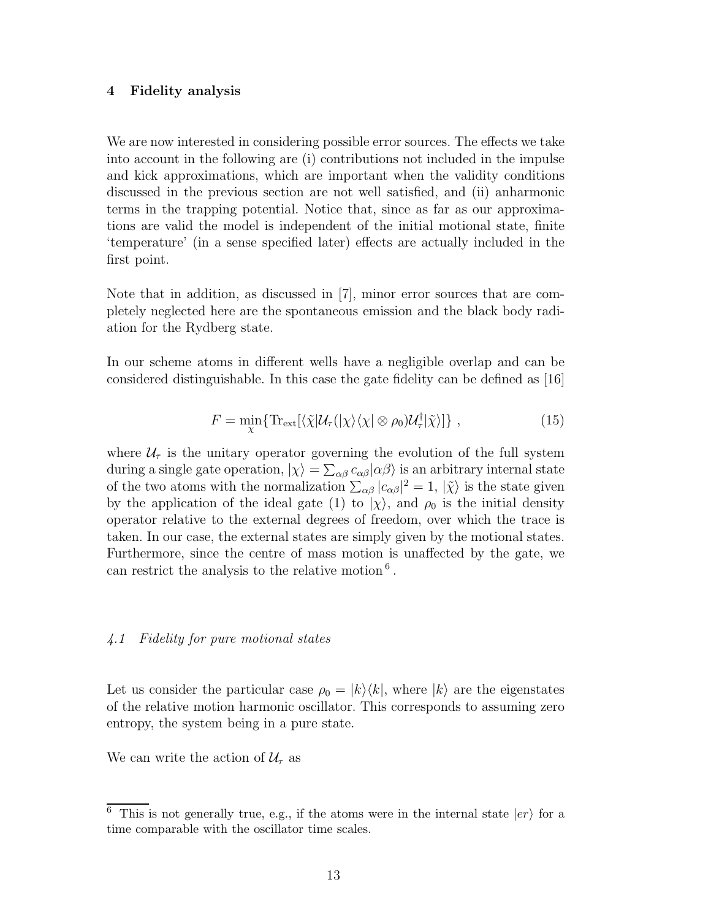## 4 Fidelity analysis

We are now interested in considering possible error sources. The effects we take into account in the following are (i) contributions not included in the impulse and kick approximations, which are important when the validity conditions discussed in the previous section are not well satisfied, and (ii) anharmonic terms in the trapping potential. Notice that, since as far as our approximations are valid the model is independent of the initial motional state, finite 'temperature' (in a sense specified later) effects are actually included in the first point.

Note that in addition, as discussed in [7], minor error sources that are completely neglected here are the spontaneous emission and the black body radiation for the Rydberg state.

In our scheme atoms in different wells have a negligible overlap and can be considered distinguishable. In this case the gate fidelity can be defined as [16]

$$F = \min_{\chi}\{\mathrm{Tr}_{\mathrm{ext}}[\langle\tilde{\chi}|\mathcal{U}_\tau(|\chi\rangle\langle\chi| \otimes \rho_0)\mathcal{U}_\tau^\dagger|\tilde{\chi}\rangle]\}\ , \tag{15}$$

where $\mathcal{U}_\tau$ is the unitary operator governing the evolution of the full system during a single gate operation, $|\chi\rangle = \sum_{\alpha\beta} c_{\alpha\beta}|\alpha\beta\rangle$ is an arbitrary internal state of the two atoms with the normalization $\sum_{\alpha\beta}|c_{\alpha\beta}|^2 = 1$, $|\tilde{\chi}\rangle$ is the state given by the application of the ideal gate (1) to $|\chi\rangle$, and $\rho_0$ is the initial density operator relative to the external degrees of freedom, over which the trace is taken. In our case, the external states are simply given by the motional states. Furthermore, since the centre of mass motion is unaffected by the gate, we can restrict the analysis to the relative motion [6].

### 4.1 Fidelity for pure motional states

Let us consider the particular case $\rho_0 = |k\rangle\langle k|$, where $|k\rangle$ are the eigenstates of the relative motion harmonic oscillator. This corresponds to assuming zero entropy, the system being in a pure state.

We can write the action of $\mathcal{U}_\tau$ as

[6] This is not generally true, e.g., if the atoms were in the internal state $|er\rangle$ for a time comparable with the oscillator time scales.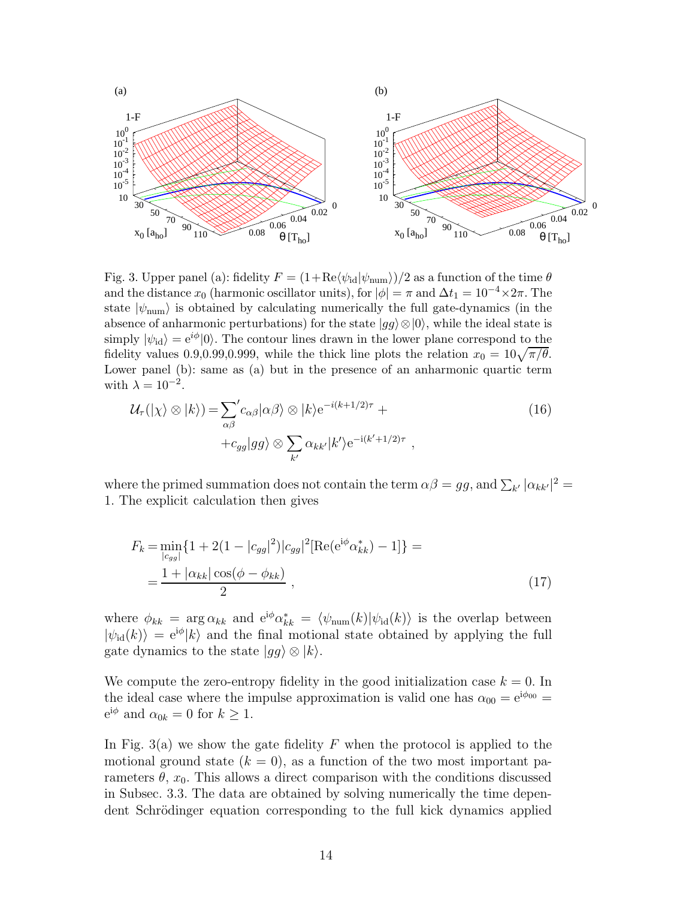Fig. 3. Upper panel (a): fidelity $F = (1+\mathrm{Re}\langle\psi_{\mathrm{id}}|\psi_{\mathrm{num}}\rangle)/2$ as a function of the time $\theta$ and the distance $x_0$ (harmonic oscillator units), for $|\phi| = \pi$ and $\Delta t_1 = 10^{-4}\times 2\pi$. The state $|\psi_{\mathrm{num}}\rangle$ is obtained by calculating numerically the full gate-dynamics (in the absence of anharmonic perturbations) for the state $|gg\rangle\otimes|0\rangle$, while the ideal state is simply $|\psi_{\mathrm{id}}\rangle = \mathrm{e}^{i\phi}|0\rangle$. The contour lines drawn in the lower plane correspond to the fidelity values 0.9,0.99,0.999, while the thick line plots the relation $x_0 = 10\sqrt{\pi/\theta}$. Lower panel (b): same as (a) but in the presence of an anharmonic quartic term with $\lambda = 10^{-2}$.

$$
\begin{aligned}
\mathcal{U}_\tau(|\chi\rangle\otimes|k\rangle) = & {\sum_{\alpha\beta}}' c_{\alpha\beta}|\alpha\beta\rangle\otimes|k\rangle \mathrm{e}^{-i(k+1/2)\tau} + \\
& + c_{gg}|gg\rangle\otimes\sum_{k'}\alpha_{kk'}|k'\rangle \mathrm{e}^{-\mathrm{i}(k'+1/2)\tau} \ ,
\end{aligned}
\tag{16}
$$

where the primed summation does not contain the term $\alpha\beta = gg$, and $\sum_{k'}|\alpha_{kk'}|^2 = 1$. The explicit calculation then gives

$$
\begin{aligned}
F_k = & \min_{|c_{gg}|}\{1 + 2(1-|c_{gg}|^2)|c_{gg}|^2[\mathrm{Re}(\mathrm{e}^{\mathrm{i}\phi}\alpha^*_{kk}) - 1]\} = \\
= & \frac{1 + |\alpha_{kk}|\cos(\phi - \phi_{kk})}{2} \ ,
\end{aligned}
\tag{17}
$$

where $\phi_{kk} = \arg\alpha_{kk}$ and $\mathrm{e}^{\mathrm{i}\phi}\alpha^*_{kk} = \langle\psi_{\mathrm{num}}(k)|\psi_{\mathrm{id}}(k)\rangle$ is the overlap between $|\psi_{\mathrm{id}}(k)\rangle = \mathrm{e}^{\mathrm{i}\phi}|k\rangle$ and the final motional state obtained by applying the full gate dynamics to the state $|gg\rangle\otimes|k\rangle$.

We compute the zero-entropy fidelity in the good initialization case $k = 0$. In the ideal case where the impulse approximation is valid one has $\alpha_{00} = \mathrm{e}^{\mathrm{i}\phi_{00}} = \mathrm{e}^{\mathrm{i}\phi}$ and $\alpha_{0k} = 0$ for $k \geq 1$.

In Fig. 3(a) we show the gate fidelity $F$ when the protocol is applied to the motional ground state ($k = 0$), as a function of the two most important parameters $\theta$, $x_0$. This allows a direct comparison with the conditions discussed in Subsec. 3.3. The data are obtained by solving numerically the time dependent Schrödinger equation corresponding to the full kick dynamics applied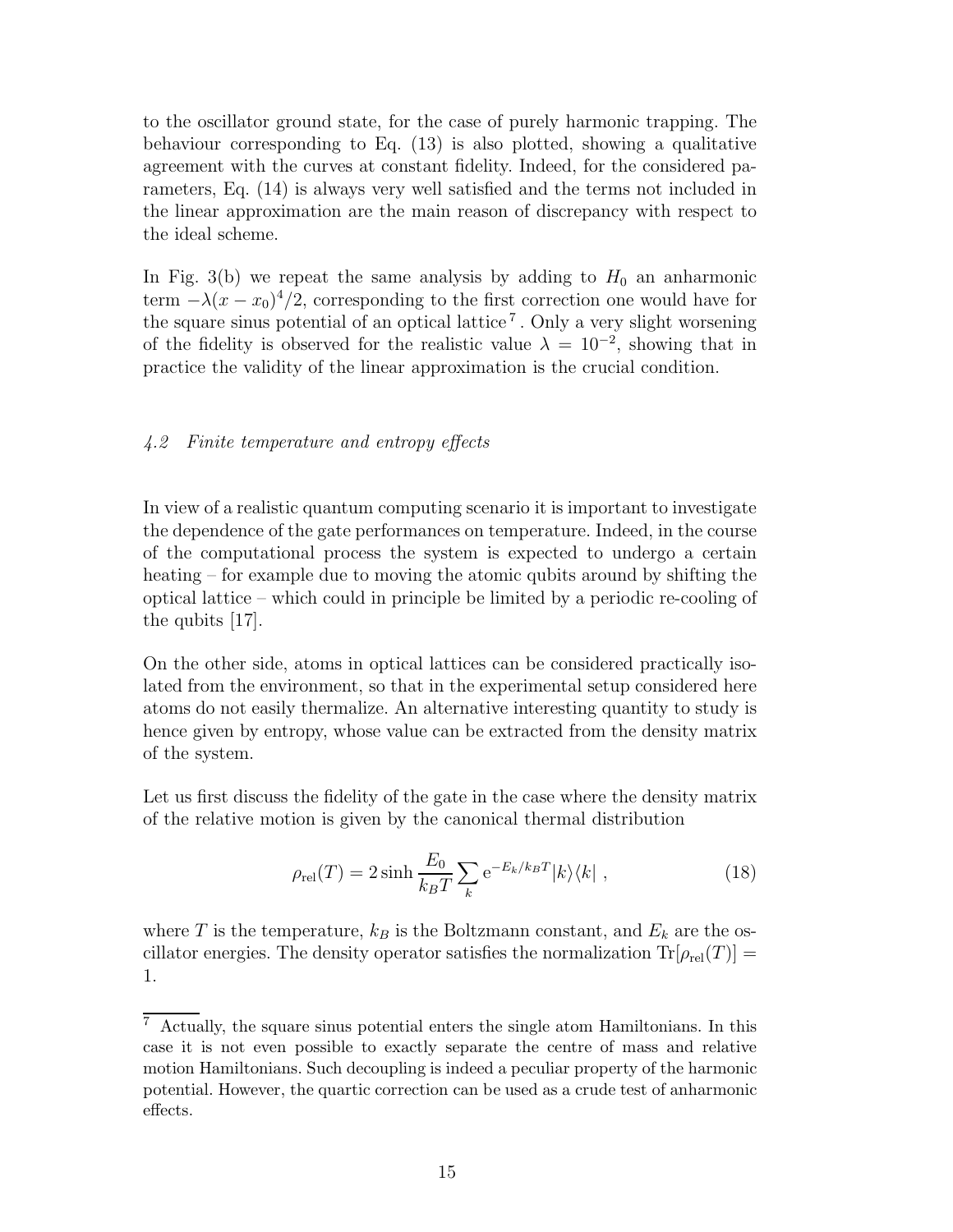to the oscillator ground state, for the case of purely harmonic trapping. The behaviour corresponding to Eq. (13) is also plotted, showing a qualitative agreement with the curves at constant fidelity. Indeed, for the considered parameters, Eq. (14) is always very well satisfied and the terms not included in the linear approximation are the main reason of discrepancy with respect to the ideal scheme.

In Fig. 3(b) we repeat the same analysis by adding to $H_0$ an anharmonic term $-\lambda(x-x_0)^4/2$, corresponding to the first correction one would have for the square sinus potential of an optical lattice [7]. Only a very slight worsening of the fidelity is observed for the realistic value $\lambda = 10^{-2}$, showing that in practice the validity of the linear approximation is the crucial condition.

### *4.2 Finite temperature and entropy effects*

In view of a realistic quantum computing scenario it is important to investigate the dependence of the gate performances on temperature. Indeed, in the course of the computational process the system is expected to undergo a certain heating – for example due to moving the atomic qubits around by shifting the optical lattice – which could in principle be limited by a periodic re-cooling of the qubits [17].

On the other side, atoms in optical lattices can be considered practically isolated from the environment, so that in the experimental setup considered here atoms do not easily thermalize. An alternative interesting quantity to study is hence given by entropy, whose value can be extracted from the density matrix of the system.

Let us first discuss the fidelity of the gate in the case where the density matrix of the relative motion is given by the canonical thermal distribution

$$\rho_{\rm rel}(T) = 2\sinh\frac{E_0}{k_B T}\sum_k {\rm e}^{-E_k/k_B T}|k\rangle\langle k| \;, \tag{18}$$

where $T$ is the temperature, $k_B$ is the Boltzmann constant, and $E_k$ are the oscillator energies. The density operator satisfies the normalization ${\rm Tr}[\rho_{\rm rel}(T)] = 1$.

[7] Actually, the square sinus potential enters the single atom Hamiltonians. In this case it is not even possible to exactly separate the centre of mass and relative motion Hamiltonians. Such decoupling is indeed a peculiar property of the harmonic potential. However, the quartic correction can be used as a crude test of anharmonic effects.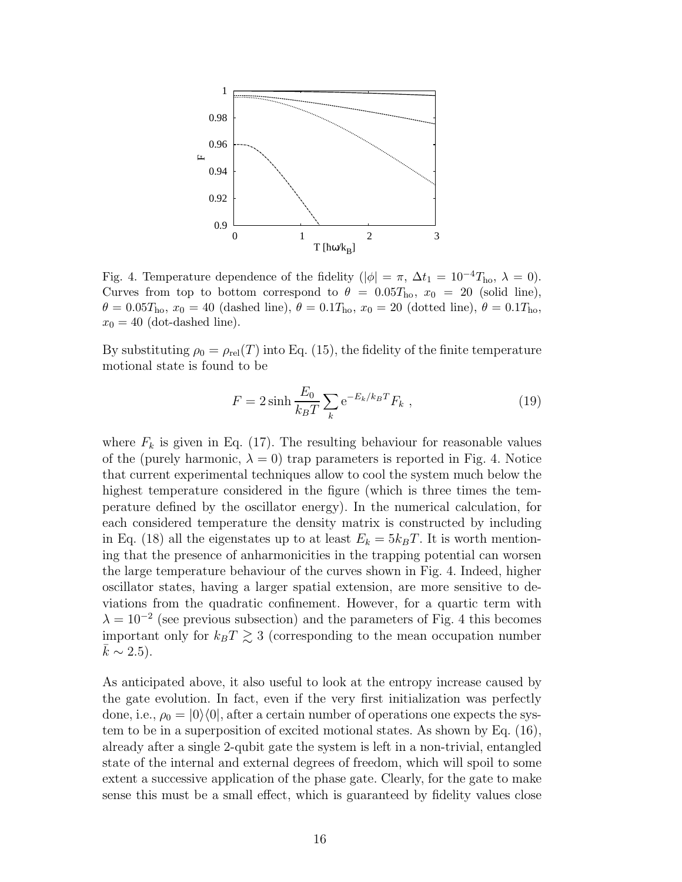Fig. 4. Temperature dependence of the fidelity ($|\phi| = \pi$, $\Delta t_1 = 10^{-4} T_{\rm ho}$, $\lambda = 0$). Curves from top to bottom correspond to $\theta = 0.05 T_{\rm ho}$, $x_0 = 20$ (solid line), $\theta = 0.05 T_{\rm ho}$, $x_0 = 40$ (dashed line), $\theta = 0.1 T_{\rm ho}$, $x_0 = 20$ (dotted line), $\theta = 0.1 T_{\rm ho}$, $x_0 = 40$ (dot-dashed line).

By substituting $\rho_0 = \rho_{\rm rel}(T)$ into Eq. (15), the fidelity of the finite temperature motional state is found to be

$$F = 2 \sinh \frac{E_0}{k_B T} \sum_k {\rm e}^{-E_k/k_B T} F_k \ , \tag{19}$$

where $F_k$ is given in Eq. (17). The resulting behaviour for reasonable values of the (purely harmonic, $\lambda = 0$) trap parameters is reported in Fig. 4. Notice that current experimental techniques allow to cool the system much below the highest temperature considered in the figure (which is three times the temperature defined by the oscillator energy). In the numerical calculation, for each considered temperature the density matrix is constructed by including in Eq. (18) all the eigenstates up to at least $E_k = 5 k_B T$. It is worth mentioning that the presence of anharmonicities in the trapping potential can worsen the large temperature behaviour of the curves shown in Fig. 4. Indeed, higher oscillator states, having a larger spatial extension, are more sensitive to deviations from the quadratic confinement. However, for a quartic term with $\lambda = 10^{-2}$ (see previous subsection) and the parameters of Fig. 4 this becomes important only for $k_B T \gtrsim 3$ (corresponding to the mean occupation number $\bar{k} \sim 2.5$).

As anticipated above, it also useful to look at the entropy increase caused by the gate evolution. In fact, even if the very first initialization was perfectly done, i.e., $\rho_0 = |0\rangle\langle 0|$, after a certain number of operations one expects the system to be in a superposition of excited motional states. As shown by Eq. (16), already after a single 2-qubit gate the system is left in a non-trivial, entangled state of the internal and external degrees of freedom, which will spoil to some extent a successive application of the phase gate. Clearly, for the gate to make sense this must be a small effect, which is guaranteed by fidelity values close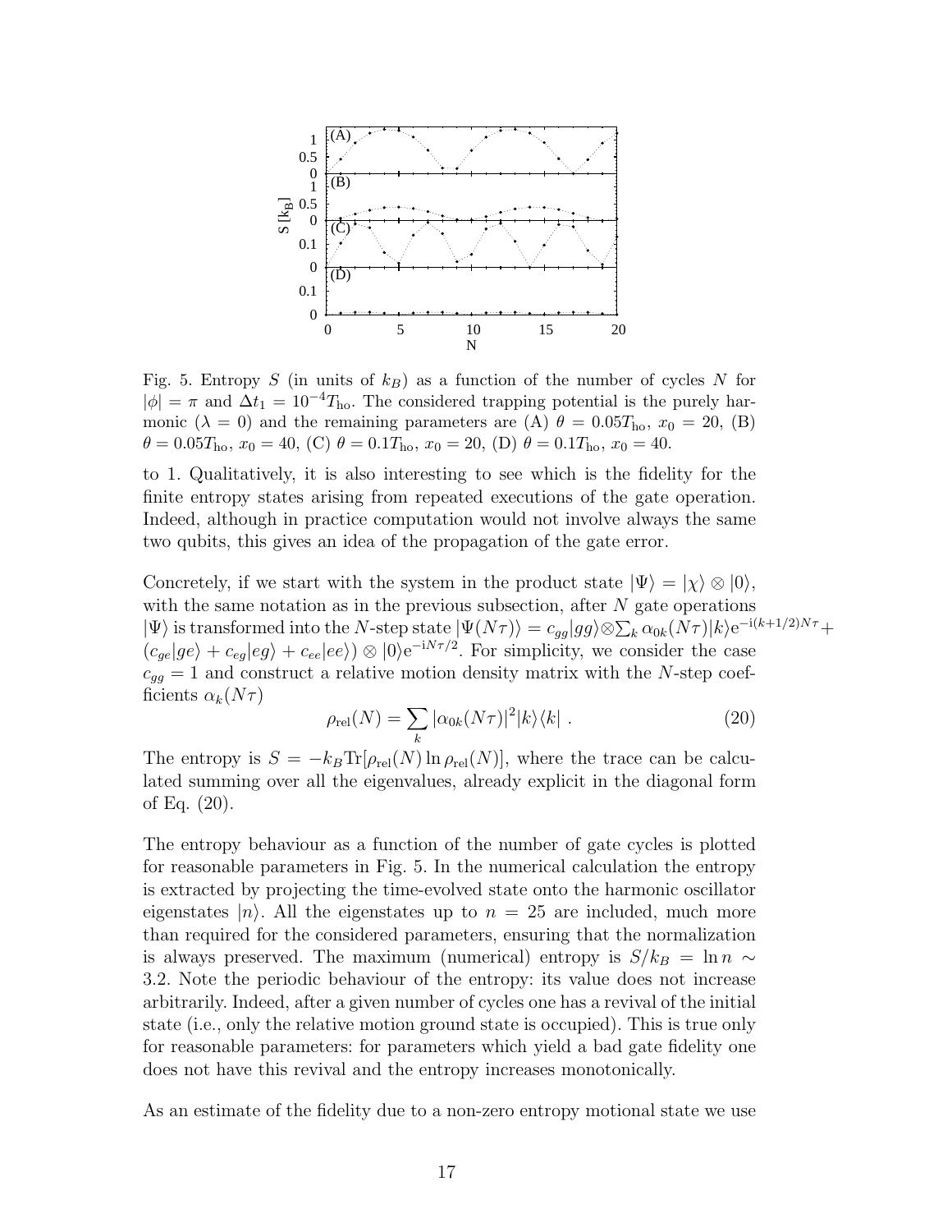Fig. 5. Entropy $S$ (in units of $k_B$) as a function of the number of cycles $N$ for $|\phi| = \pi$ and $\Delta t_1 = 10^{-4} T_{\rm ho}$. The considered trapping potential is the purely harmonic ($\lambda = 0$) and the remaining parameters are (A) $\theta = 0.05 T_{\rm ho}$, $x_0 = 20$, (B) $\theta = 0.05 T_{\rm ho}$, $x_0 = 40$, (C) $\theta = 0.1 T_{\rm ho}$, $x_0 = 20$, (D) $\theta = 0.1 T_{\rm ho}$, $x_0 = 40$.

to 1. Qualitatively, it is also interesting to see which is the fidelity for the finite entropy states arising from repeated executions of the gate operation. Indeed, although in practice computation would not involve always the same two qubits, this gives an idea of the propagation of the gate error.

Concretely, if we start with the system in the product state $|\Psi\rangle = |\chi\rangle \otimes |0\rangle$, with the same notation as in the previous subsection, after $N$ gate operations $|\Psi\rangle$ is transformed into the $N$-step state $|\Psi(N\tau)\rangle = c_{gg}|gg\rangle \otimes \sum_k \alpha_{0k}(N\tau)|k\rangle {\rm e}^{-{\rm i}(k+1/2)N\tau} + (c_{ge}|ge\rangle + c_{eg}|eg\rangle + c_{ee}|ee\rangle) \otimes |0\rangle {\rm e}^{-{\rm i}N\tau/2}$. For simplicity, we consider the case $c_{gg} = 1$ and construct a relative motion density matrix with the $N$-step coefficients $\alpha_k(N\tau)$

$$\rho_{\rm rel}(N) = \sum_k |\alpha_{0k}(N\tau)|^2 |k\rangle\langle k| \, . \tag{20}$$

The entropy is $S = -k_B {\rm Tr}[\rho_{\rm rel}(N) \ln \rho_{\rm rel}(N)]$, where the trace can be calculated summing over all the eigenvalues, already explicit in the diagonal form of Eq. (20).

The entropy behaviour as a function of the number of gate cycles is plotted for reasonable parameters in Fig. 5. In the numerical calculation the entropy is extracted by projecting the time-evolved state onto the harmonic oscillator eigenstates $|n\rangle$. All the eigenstates up to $n = 25$ are included, much more than required for the considered parameters, ensuring that the normalization is always preserved. The maximum (numerical) entropy is $S/k_B = \ln n \sim 3.2$. Note the periodic behaviour of the entropy: its value does not increase arbitrarily. Indeed, after a given number of cycles one has a revival of the initial state (i.e., only the relative motion ground state is occupied). This is true only for reasonable parameters: for parameters which yield a bad gate fidelity one does not have this revival and the entropy increases monotonically.

As an estimate of the fidelity due to a non-zero entropy motional state we use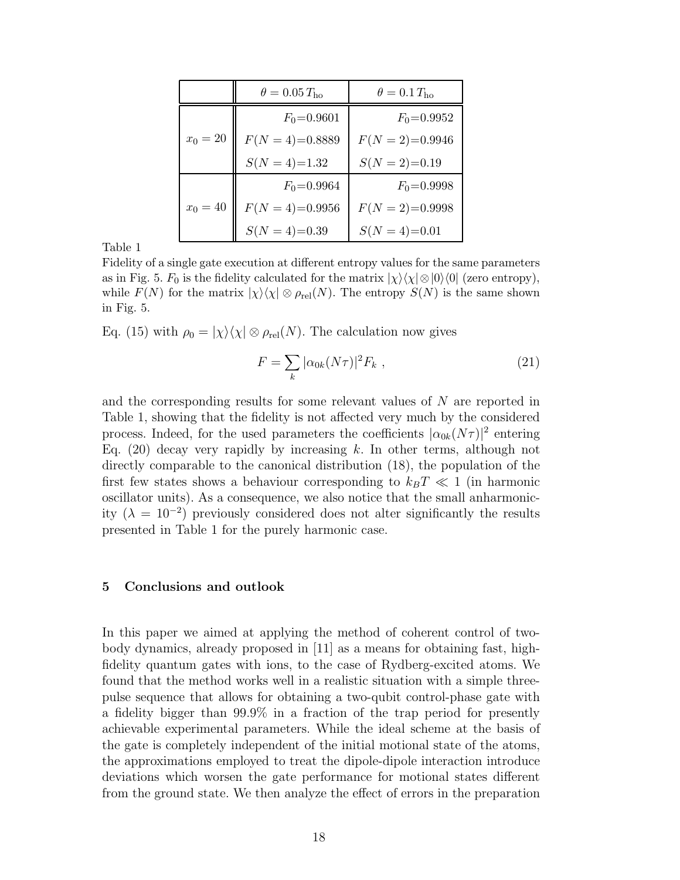| | $\theta = 0.05\,T_{\rm ho}$ | $\theta = 0.1\,T_{\rm ho}$ |
|---|---|---|
| $x_0 = 20$ | $F_0$=0.9601 | $F_0$=0.9952 |
| | $F(N=4)$=0.8889 | $F(N=2)$=0.9946 |
| | $S(N=4)$=1.32 | $S(N=2)$=0.19 |
| $x_0 = 40$ | $F_0$=0.9964 | $F_0$=0.9998 |
| | $F(N=4)$=0.9956 | $F(N=2)$=0.9998 |
| | $S(N=4)$=0.39 | $S(N=4)$=0.01 |

Table 1

Fidelity of a single gate execution at different entropy values for the same parameters as in Fig. 5. $F_0$ is the fidelity calculated for the matrix $|\chi\rangle\langle\chi|\otimes|0\rangle\langle 0|$ (zero entropy), while $F(N)$ for the matrix $|\chi\rangle\langle\chi|\otimes\rho_{\rm rel}(N)$. The entropy $S(N)$ is the same shown in Fig. 5.

Eq. (15) with $\rho_0 = |\chi\rangle\langle\chi|\otimes\rho_{\rm rel}(N)$. The calculation now gives

$$F = \sum_k |\alpha_{0k}(N\tau)|^2 F_k \;, \tag{21}$$

and the corresponding results for some relevant values of $N$ are reported in Table 1, showing that the fidelity is not affected very much by the considered process. Indeed, for the used parameters the coefficients $|\alpha_{0k}(N\tau)|^2$ entering Eq. (20) decay very rapidly by increasing $k$. In other terms, although not directly comparable to the canonical distribution (18), the population of the first few states shows a behaviour corresponding to $k_BT \ll 1$ (in harmonic oscillator units). As a consequence, we also notice that the small anharmonicity ($\lambda = 10^{-2}$) previously considered does not alter significantly the results presented in Table 1 for the purely harmonic case.

## 5 Conclusions and outlook

In this paper we aimed at applying the method of coherent control of two-body dynamics, already proposed in [11] as a means for obtaining fast, high-fidelity quantum gates with ions, to the case of Rydberg-excited atoms. We found that the method works well in a realistic situation with a simple three-pulse sequence that allows for obtaining a two-qubit control-phase gate with a fidelity bigger than 99.9% in a fraction of the trap period for presently achievable experimental parameters. While the ideal scheme at the basis of the gate is completely independent of the initial motional state of the atoms, the approximations employed to treat the dipole-dipole interaction introduce deviations which worsen the gate performance for motional states different from the ground state. We then analyze the effect of errors in the preparation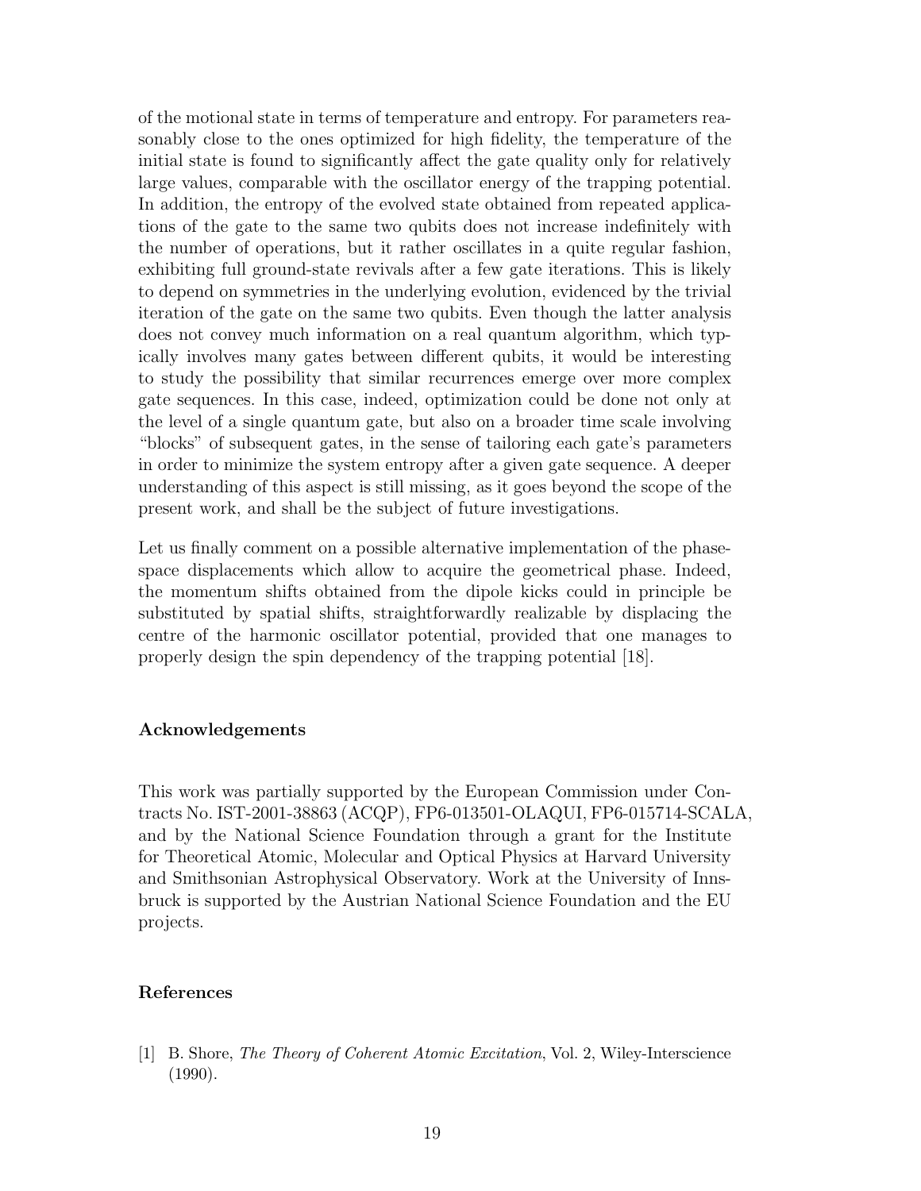of the motional state in terms of temperature and entropy. For parameters reasonably close to the ones optimized for high fidelity, the temperature of the initial state is found to significantly affect the gate quality only for relatively large values, comparable with the oscillator energy of the trapping potential. In addition, the entropy of the evolved state obtained from repeated applications of the gate to the same two qubits does not increase indefinitely with the number of operations, but it rather oscillates in a quite regular fashion, exhibiting full ground-state revivals after a few gate iterations. This is likely to depend on symmetries in the underlying evolution, evidenced by the trivial iteration of the gate on the same two qubits. Even though the latter analysis does not convey much information on a real quantum algorithm, which typically involves many gates between different qubits, it would be interesting to study the possibility that similar recurrences emerge over more complex gate sequences. In this case, indeed, optimization could be done not only at the level of a single quantum gate, but also on a broader time scale involving "blocks" of subsequent gates, in the sense of tailoring each gate's parameters in order to minimize the system entropy after a given gate sequence. A deeper understanding of this aspect is still missing, as it goes beyond the scope of the present work, and shall be the subject of future investigations.

Let us finally comment on a possible alternative implementation of the phase-space displacements which allow to acquire the geometrical phase. Indeed, the momentum shifts obtained from the dipole kicks could in principle be substituted by spatial shifts, straightforwardly realizable by displacing the centre of the harmonic oscillator potential, provided that one manages to properly design the spin dependency of the trapping potential [18].

### Acknowledgements

This work was partially supported by the European Commission under Contracts No. IST-2001-38863 (ACQP), FP6-013501-OLAQUI, FP6-015714-SCALA, and by the National Science Foundation through a grant for the Institute for Theoretical Atomic, Molecular and Optical Physics at Harvard University and Smithsonian Astrophysical Observatory. Work at the University of Innsbruck is supported by the Austrian National Science Foundation and the EU projects.

### References

[1] B. Shore, *The Theory of Coherent Atomic Excitation*, Vol. 2, Wiley-Interscience (1990).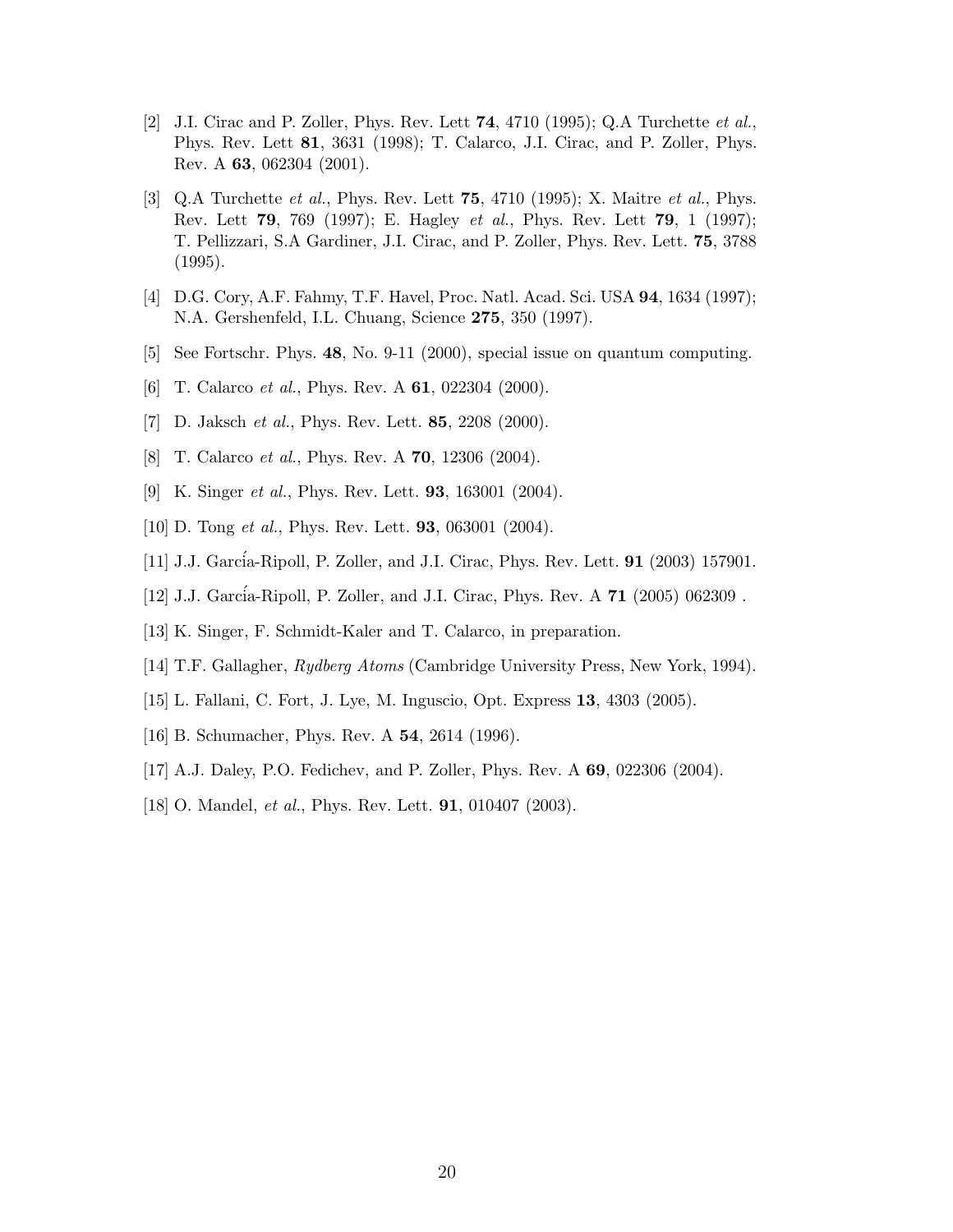[2] J.I. Cirac and P. Zoller, Phys. Rev. Lett **74**, 4710 (1995); Q.A Turchette *et al.*, Phys. Rev. Lett **81**, 3631 (1998); T. Calarco, J.I. Cirac, and P. Zoller, Phys. Rev. A **63**, 062304 (2001).

[3] Q.A Turchette *et al.*, Phys. Rev. Lett **75**, 4710 (1995); X. Maitre *et al.*, Phys. Rev. Lett **79**, 769 (1997); E. Hagley *et al.*, Phys. Rev. Lett **79**, 1 (1997); T. Pellizzari, S.A Gardiner, J.I. Cirac, and P. Zoller, Phys. Rev. Lett. **75**, 3788 (1995).

[4] D.G. Cory, A.F. Fahmy, T.F. Havel, Proc. Natl. Acad. Sci. USA **94**, 1634 (1997); N.A. Gershenfeld, I.L. Chuang, Science **275**, 350 (1997).

[5] See Fortschr. Phys. **48**, No. 9-11 (2000), special issue on quantum computing.

[6] T. Calarco *et al.*, Phys. Rev. A **61**, 022304 (2000).

[7] D. Jaksch *et al.*, Phys. Rev. Lett. **85**, 2208 (2000).

[8] T. Calarco *et al.*, Phys. Rev. A **70**, 12306 (2004).

[9] K. Singer *et al.*, Phys. Rev. Lett. **93**, 163001 (2004).

[10] D. Tong *et al.*, Phys. Rev. Lett. **93**, 063001 (2004).

[11] J.J. García-Ripoll, P. Zoller, and J.I. Cirac, Phys. Rev. Lett. **91** (2003) 157901.

[12] J.J. García-Ripoll, P. Zoller, and J.I. Cirac, Phys. Rev. A **71** (2005) 062309 .

[13] K. Singer, F. Schmidt-Kaler and T. Calarco, in preparation.

[14] T.F. Gallagher, *Rydberg Atoms* (Cambridge University Press, New York, 1994).

[15] L. Fallani, C. Fort, J. Lye, M. Inguscio, Opt. Express **13**, 4303 (2005).

[16] B. Schumacher, Phys. Rev. A **54**, 2614 (1996).

[17] A.J. Daley, P.O. Fedichev, and P. Zoller, Phys. Rev. A **69**, 022306 (2004).

[18] O. Mandel, *et al.*, Phys. Rev. Lett. **91**, 010407 (2003).